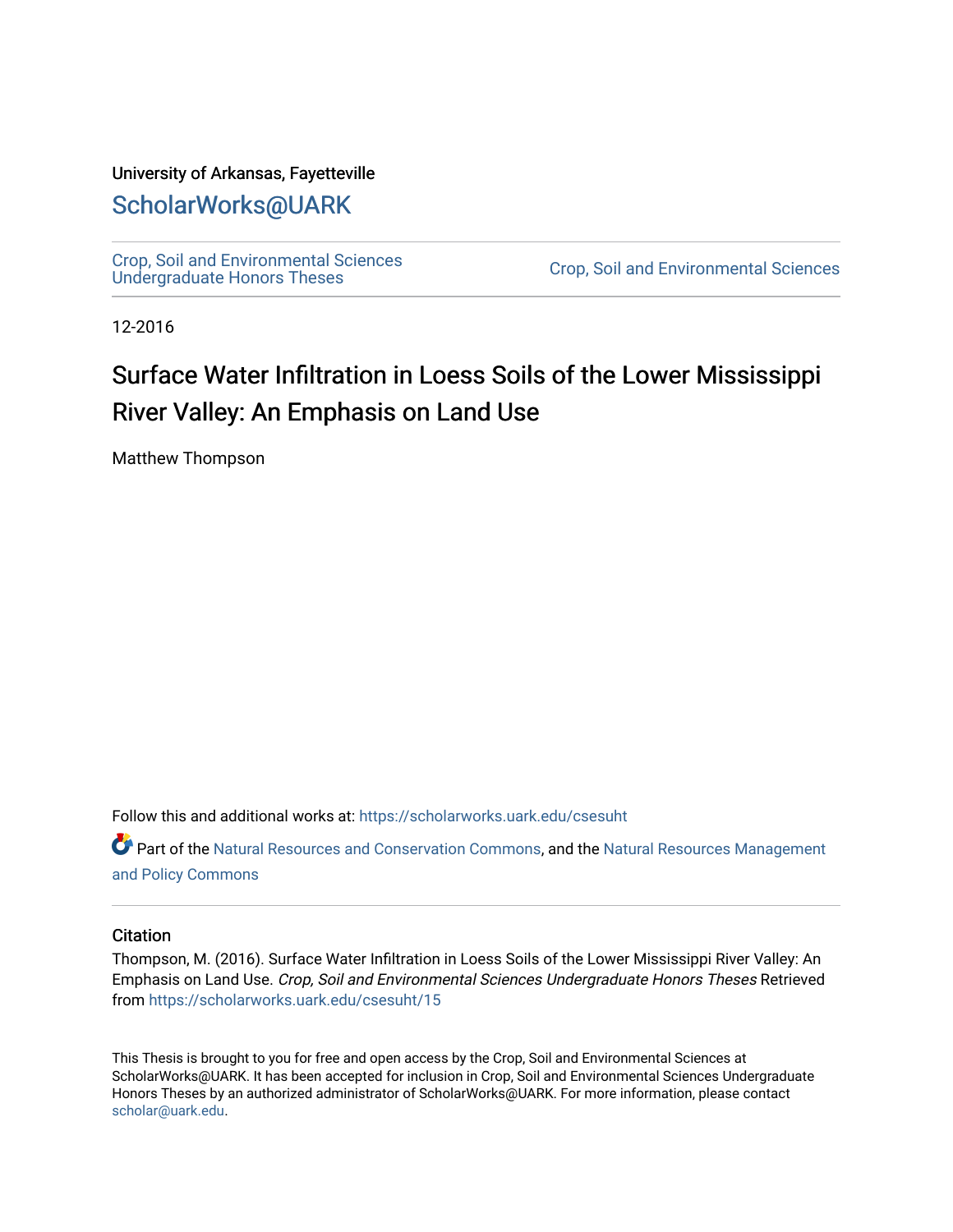University of Arkansas, Fayetteville

ScholarWorks@UARK

Crop, Soil and Environmental Sciences Undergraduate Honors Theses

Crop, Soil and Environmental Sciences

12-2016

# Surface Water Infiltration in Loess Soils of the Lower Mississippi River Valley: An Emphasis on Land Use

Matthew Thompson

Follow this and additional works at: https://scholarworks.uark.edu/csesuht

Part of the Natural Resources and Conservation Commons, and the Natural Resources Management and Policy Commons

## Citation

Thompson, M. (2016). Surface Water Infiltration in Loess Soils of the Lower Mississippi River Valley: An Emphasis on Land Use. *Crop, Soil and Environmental Sciences Undergraduate Honors Theses* Retrieved from https://scholarworks.uark.edu/csesuht/15

This Thesis is brought to you for free and open access by the Crop, Soil and Environmental Sciences at ScholarWorks@UARK. It has been accepted for inclusion in Crop, Soil and Environmental Sciences Undergraduate Honors Theses by an authorized administrator of ScholarWorks@UARK. For more information, please contact scholar@uark.edu.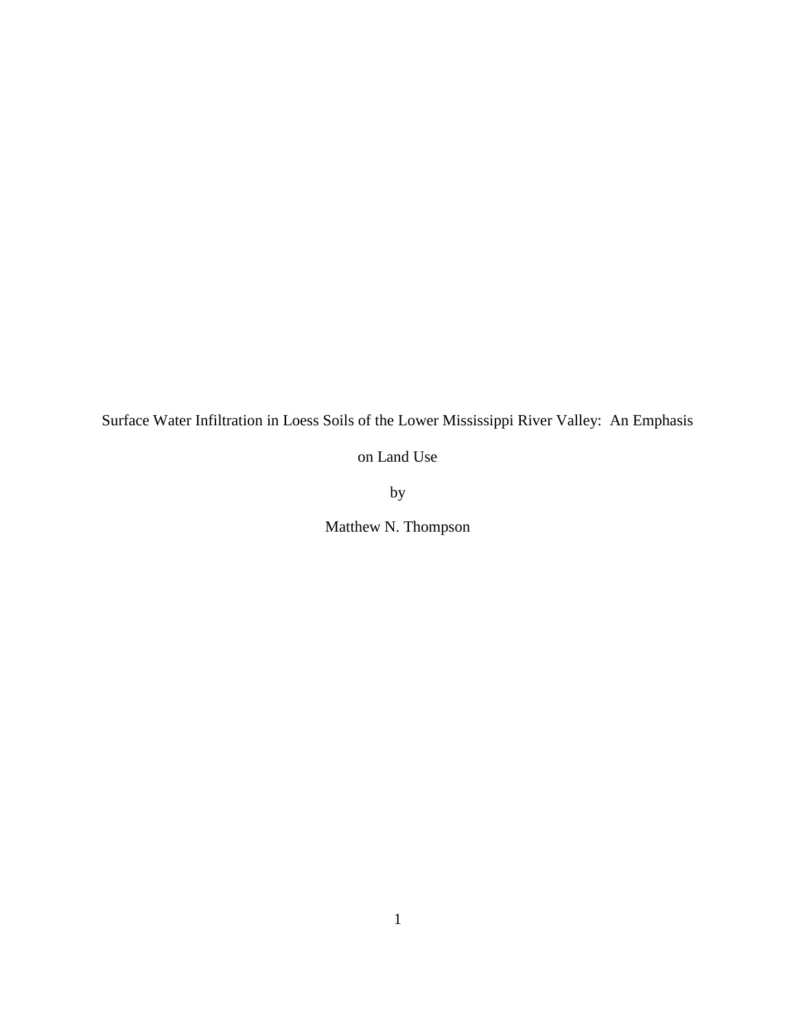# Surface Water Infiltration in Loess Soils of the Lower Mississippi River Valley: An Emphasis on Land Use

by

Matthew N. Thompson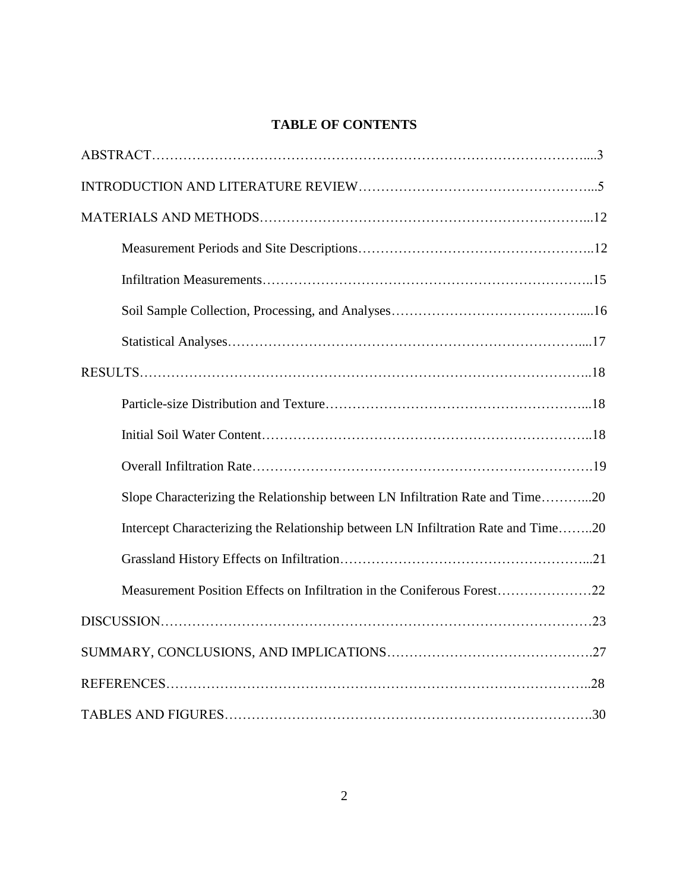# TABLE OF CONTENTS

ABSTRACT....3

INTRODUCTION AND LITERATURE REVIEW...5

MATERIALS AND METHODS...12

- Measurement Periods and Site Descriptions..12
- Infiltration Measurements..15
- Soil Sample Collection, Processing, and Analyses....16
- Statistical Analyses....17

RESULTS..18

- Particle-size Distribution and Texture...18
- Initial Soil Water Content..18
- Overall Infiltration Rate.19
- Slope Characterizing the Relationship between LN Infiltration Rate and Time...20
- Intercept Characterizing the Relationship between LN Infiltration Rate and Time..20
- Grassland History Effects on Infiltration...21
- Measurement Position Effects on Infiltration in the Coniferous Forest.22

DISCUSSION.23

SUMMARY, CONCLUSIONS, AND IMPLICATIONS.27

REFERENCES..28

TABLES AND FIGURES.30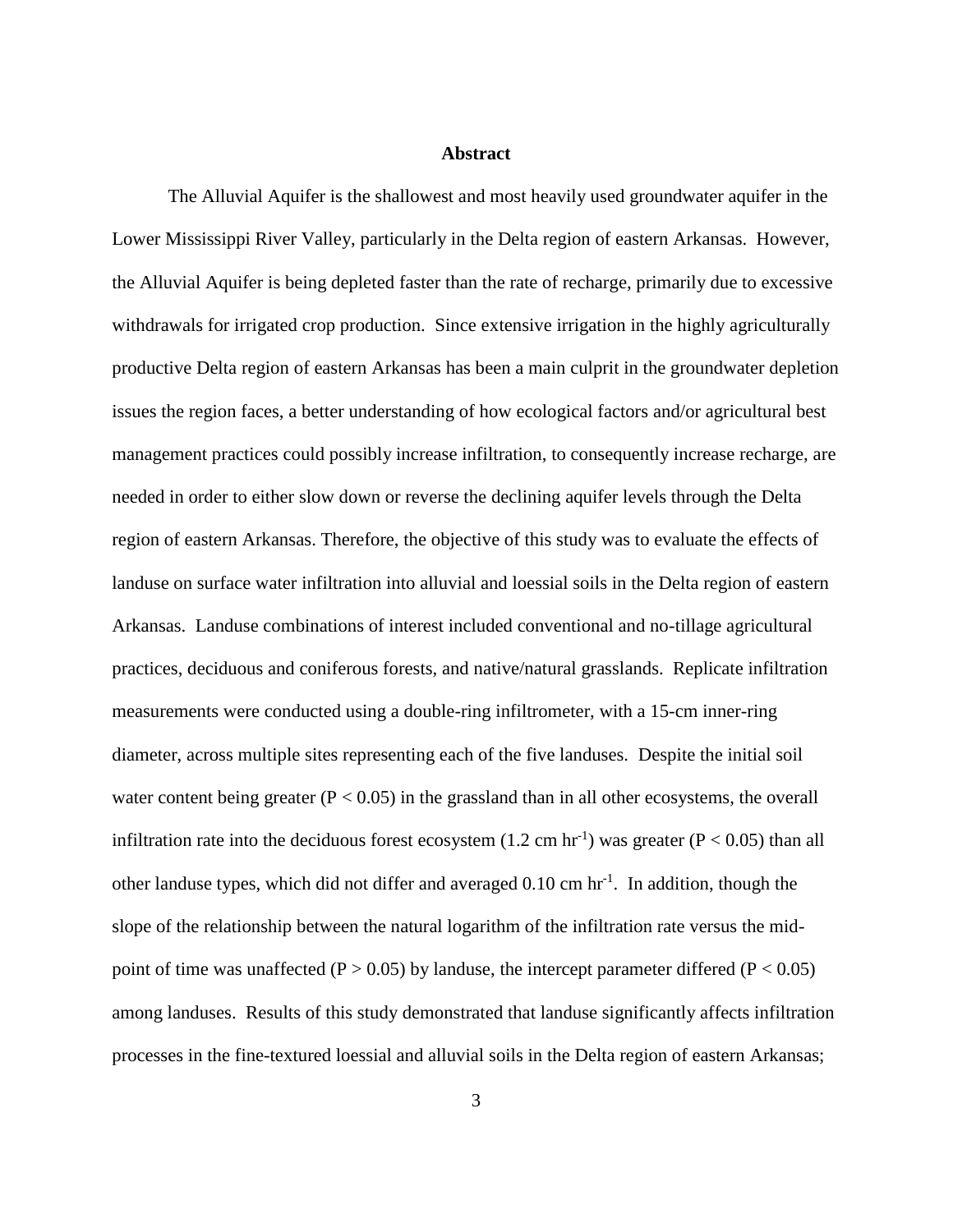# Abstract

The Alluvial Aquifer is the shallowest and most heavily used groundwater aquifer in the Lower Mississippi River Valley, particularly in the Delta region of eastern Arkansas. However, the Alluvial Aquifer is being depleted faster than the rate of recharge, primarily due to excessive withdrawals for irrigated crop production. Since extensive irrigation in the highly agriculturally productive Delta region of eastern Arkansas has been a main culprit in the groundwater depletion issues the region faces, a better understanding of how ecological factors and/or agricultural best management practices could possibly increase infiltration, to consequently increase recharge, are needed in order to either slow down or reverse the declining aquifer levels through the Delta region of eastern Arkansas. Therefore, the objective of this study was to evaluate the effects of landuse on surface water infiltration into alluvial and loessial soils in the Delta region of eastern Arkansas. Landuse combinations of interest included conventional and no-tillage agricultural practices, deciduous and coniferous forests, and native/natural grasslands. Replicate infiltration measurements were conducted using a double-ring infiltrometer, with a 15-cm inner-ring diameter, across multiple sites representing each of the five landuses. Despite the initial soil water content being greater ($P < 0.05$) in the grassland than in all other ecosystems, the overall infiltration rate into the deciduous forest ecosystem (1.2 cm $hr^{-1}$) was greater ($P < 0.05$) than all other landuse types, which did not differ and averaged 0.10 cm $hr^{-1}$. In addition, though the slope of the relationship between the natural logarithm of the infiltration rate versus the mid-point of time was unaffected ($P > 0.05$) by landuse, the intercept parameter differed ($P < 0.05$) among landuses. Results of this study demonstrated that landuse significantly affects infiltration processes in the fine-textured loessial and alluvial soils in the Delta region of eastern Arkansas;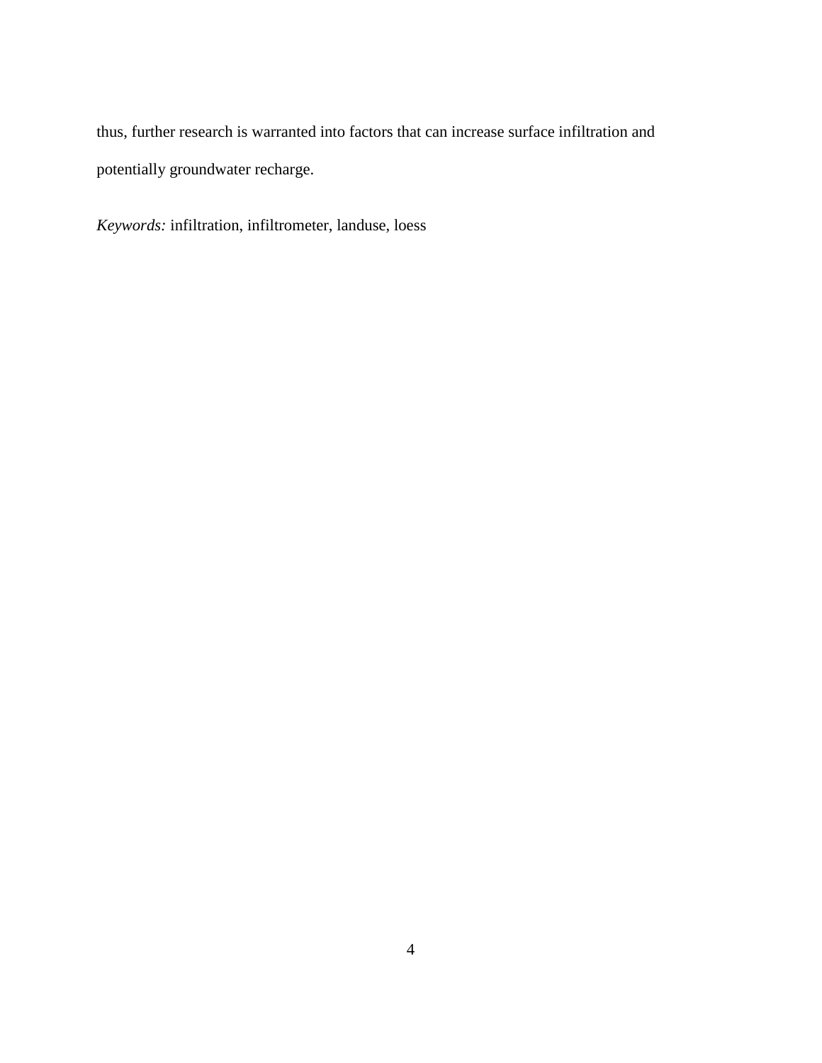thus, further research is warranted into factors that can increase surface infiltration and potentially groundwater recharge.

*Keywords:* infiltration, infiltrometer, landuse, loess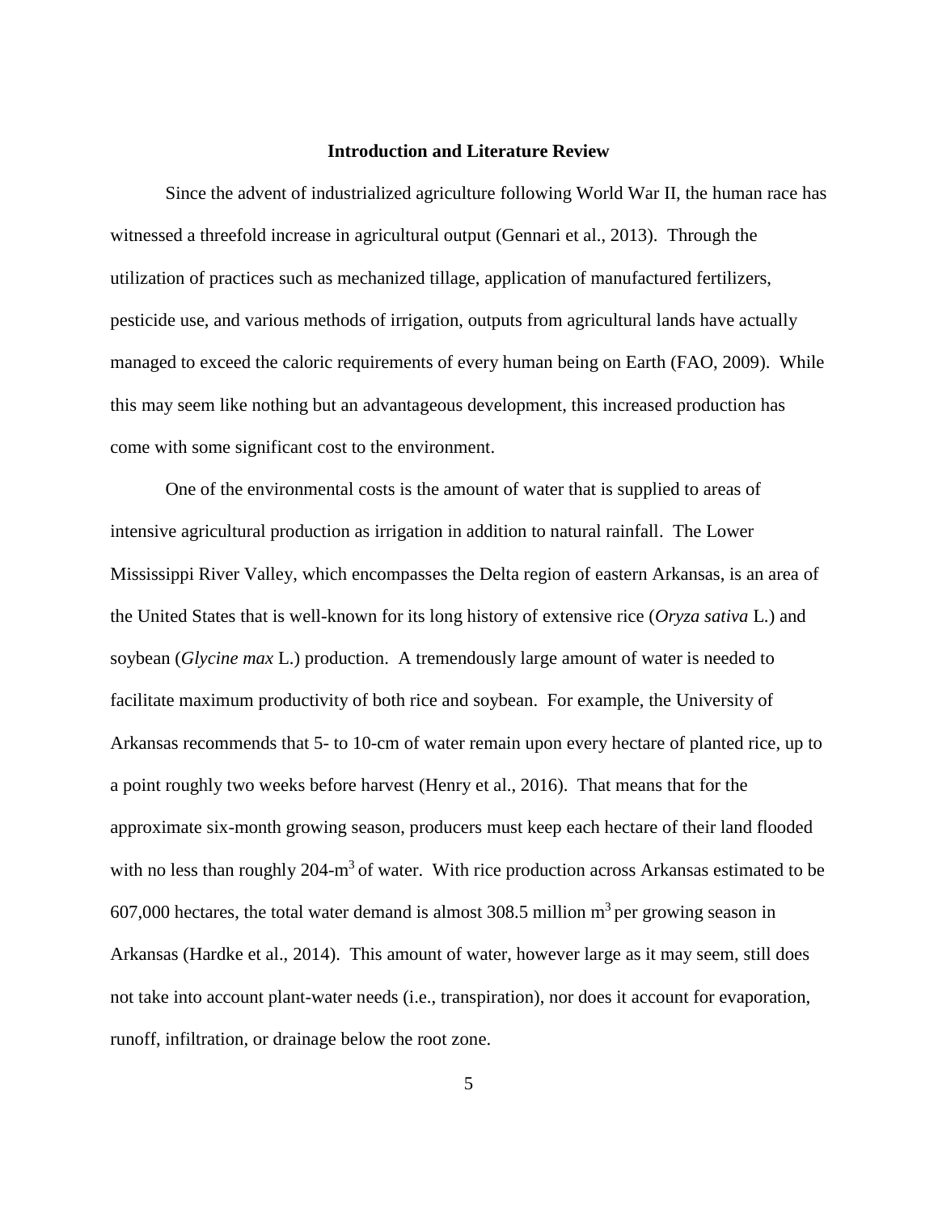## Introduction and Literature Review

Since the advent of industrialized agriculture following World War II, the human race has witnessed a threefold increase in agricultural output (Gennari et al., 2013). Through the utilization of practices such as mechanized tillage, application of manufactured fertilizers, pesticide use, and various methods of irrigation, outputs from agricultural lands have actually managed to exceed the caloric requirements of every human being on Earth (FAO, 2009). While this may seem like nothing but an advantageous development, this increased production has come with some significant cost to the environment.

One of the environmental costs is the amount of water that is supplied to areas of intensive agricultural production as irrigation in addition to natural rainfall. The Lower Mississippi River Valley, which encompasses the Delta region of eastern Arkansas, is an area of the United States that is well-known for its long history of extensive rice (*Oryza sativa* L.) and soybean (*Glycine max* L.) production. A tremendously large amount of water is needed to facilitate maximum productivity of both rice and soybean. For example, the University of Arkansas recommends that 5- to 10-cm of water remain upon every hectare of planted rice, up to a point roughly two weeks before harvest (Henry et al., 2016). That means that for the approximate six-month growing season, producers must keep each hectare of their land flooded with no less than roughly 204-$m^3$ of water. With rice production across Arkansas estimated to be 607,000 hectares, the total water demand is almost 308.5 million $m^3$ per growing season in Arkansas (Hardke et al., 2014). This amount of water, however large as it may seem, still does not take into account plant-water needs (i.e., transpiration), nor does it account for evaporation, runoff, infiltration, or drainage below the root zone.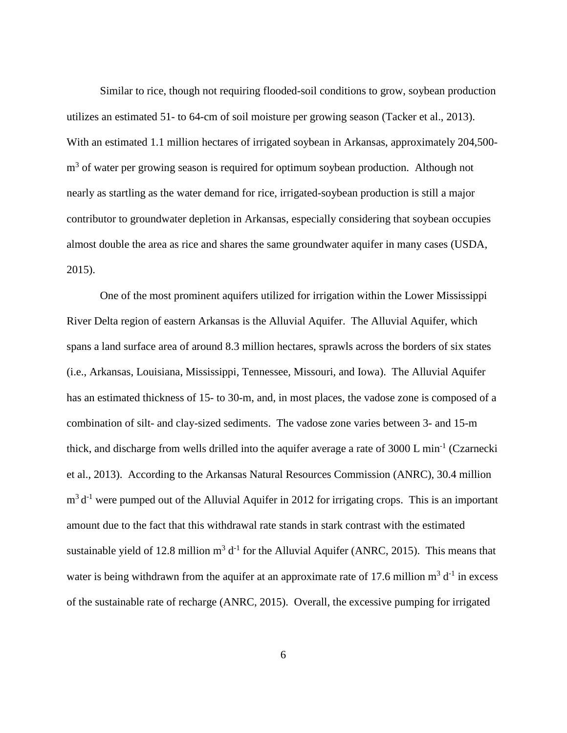Similar to rice, though not requiring flooded-soil conditions to grow, soybean production utilizes an estimated 51- to 64-cm of soil moisture per growing season (Tacker et al., 2013). With an estimated 1.1 million hectares of irrigated soybean in Arkansas, approximately 204,500-$m^3$ of water per growing season is required for optimum soybean production. Although not nearly as startling as the water demand for rice, irrigated-soybean production is still a major contributor to groundwater depletion in Arkansas, especially considering that soybean occupies almost double the area as rice and shares the same groundwater aquifer in many cases (USDA, 2015).

One of the most prominent aquifers utilized for irrigation within the Lower Mississippi River Delta region of eastern Arkansas is the Alluvial Aquifer. The Alluvial Aquifer, which spans a land surface area of around 8.3 million hectares, sprawls across the borders of six states (i.e., Arkansas, Louisiana, Mississippi, Tennessee, Missouri, and Iowa). The Alluvial Aquifer has an estimated thickness of 15- to 30-m, and, in most places, the vadose zone is composed of a combination of silt- and clay-sized sediments. The vadose zone varies between 3- and 15-m thick, and discharge from wells drilled into the aquifer average a rate of 3000 L $min^{-1}$ (Czarnecki et al., 2013). According to the Arkansas Natural Resources Commission (ANRC), 30.4 million $m^3$ $d^{-1}$ were pumped out of the Alluvial Aquifer in 2012 for irrigating crops. This is an important amount due to the fact that this withdrawal rate stands in stark contrast with the estimated sustainable yield of 12.8 million $m^3$ $d^{-1}$ for the Alluvial Aquifer (ANRC, 2015). This means that water is being withdrawn from the aquifer at an approximate rate of 17.6 million $m^3$ $d^{-1}$ in excess of the sustainable rate of recharge (ANRC, 2015). Overall, the excessive pumping for irrigated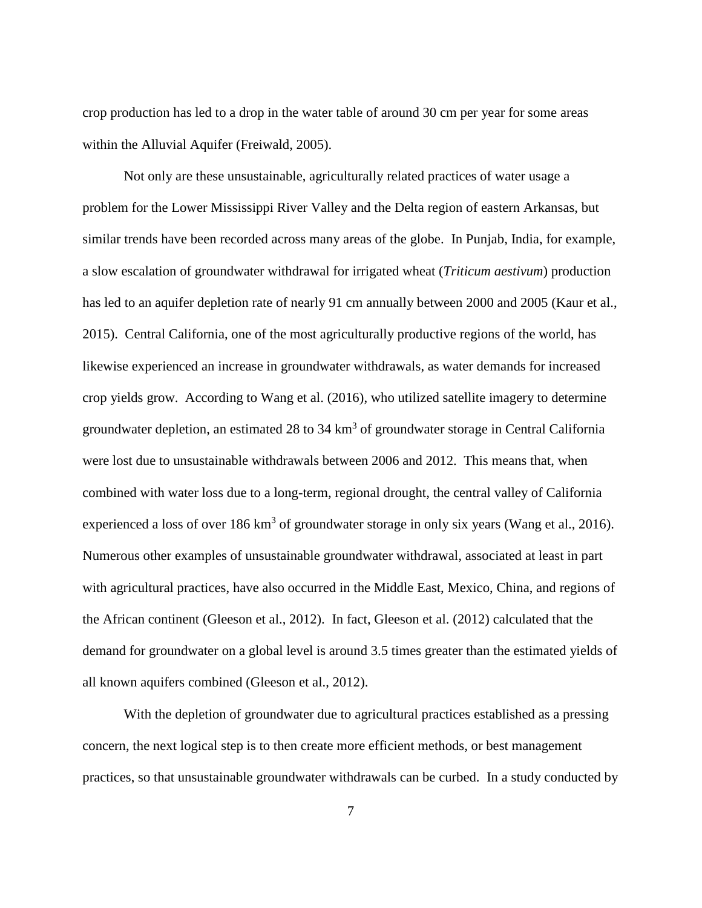crop production has led to a drop in the water table of around 30 cm per year for some areas within the Alluvial Aquifer (Freiwald, 2005).

Not only are these unsustainable, agriculturally related practices of water usage a problem for the Lower Mississippi River Valley and the Delta region of eastern Arkansas, but similar trends have been recorded across many areas of the globe. In Punjab, India, for example, a slow escalation of groundwater withdrawal for irrigated wheat (*Triticum aestivum*) production has led to an aquifer depletion rate of nearly 91 cm annually between 2000 and 2005 (Kaur et al., 2015). Central California, one of the most agriculturally productive regions of the world, has likewise experienced an increase in groundwater withdrawals, as water demands for increased crop yields grow. According to Wang et al. (2016), who utilized satellite imagery to determine groundwater depletion, an estimated 28 to 34 $km^3$ of groundwater storage in Central California were lost due to unsustainable withdrawals between 2006 and 2012. This means that, when combined with water loss due to a long-term, regional drought, the central valley of California experienced a loss of over 186 $km^3$ of groundwater storage in only six years (Wang et al., 2016). Numerous other examples of unsustainable groundwater withdrawal, associated at least in part with agricultural practices, have also occurred in the Middle East, Mexico, China, and regions of the African continent (Gleeson et al., 2012). In fact, Gleeson et al. (2012) calculated that the demand for groundwater on a global level is around 3.5 times greater than the estimated yields of all known aquifers combined (Gleeson et al., 2012).

With the depletion of groundwater due to agricultural practices established as a pressing concern, the next logical step is to then create more efficient methods, or best management practices, so that unsustainable groundwater withdrawals can be curbed. In a study conducted by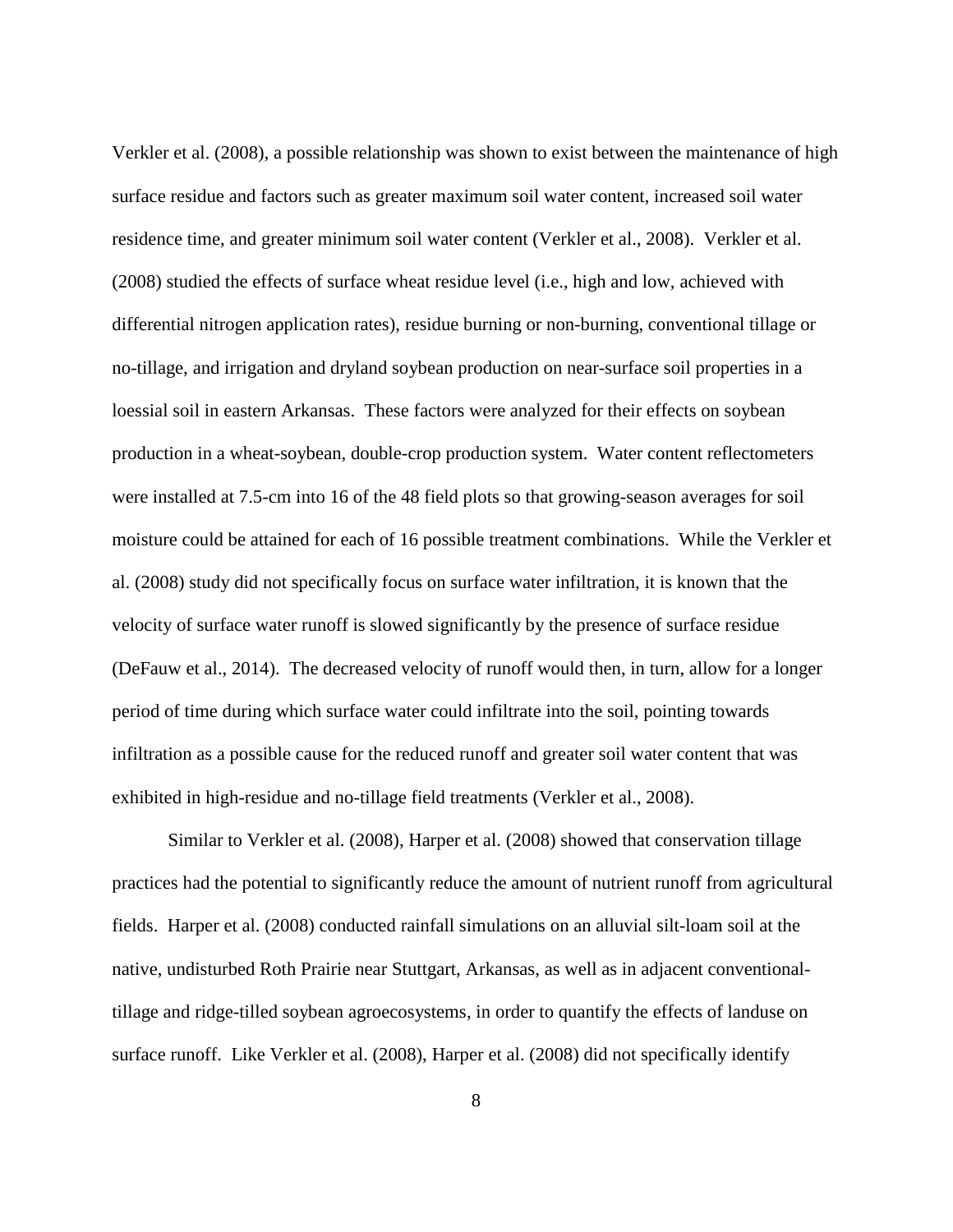Verkler et al. (2008), a possible relationship was shown to exist between the maintenance of high surface residue and factors such as greater maximum soil water content, increased soil water residence time, and greater minimum soil water content (Verkler et al., 2008). Verkler et al. (2008) studied the effects of surface wheat residue level (i.e., high and low, achieved with differential nitrogen application rates), residue burning or non-burning, conventional tillage or no-tillage, and irrigation and dryland soybean production on near-surface soil properties in a loessial soil in eastern Arkansas. These factors were analyzed for their effects on soybean production in a wheat-soybean, double-crop production system. Water content reflectometers were installed at 7.5-cm into 16 of the 48 field plots so that growing-season averages for soil moisture could be attained for each of 16 possible treatment combinations. While the Verkler et al. (2008) study did not specifically focus on surface water infiltration, it is known that the velocity of surface water runoff is slowed significantly by the presence of surface residue (DeFauw et al., 2014). The decreased velocity of runoff would then, in turn, allow for a longer period of time during which surface water could infiltrate into the soil, pointing towards infiltration as a possible cause for the reduced runoff and greater soil water content that was exhibited in high-residue and no-tillage field treatments (Verkler et al., 2008).

Similar to Verkler et al. (2008), Harper et al. (2008) showed that conservation tillage practices had the potential to significantly reduce the amount of nutrient runoff from agricultural fields. Harper et al. (2008) conducted rainfall simulations on an alluvial silt-loam soil at the native, undisturbed Roth Prairie near Stuttgart, Arkansas, as well as in adjacent conventional-tillage and ridge-tilled soybean agroecosystems, in order to quantify the effects of landuse on surface runoff. Like Verkler et al. (2008), Harper et al. (2008) did not specifically identify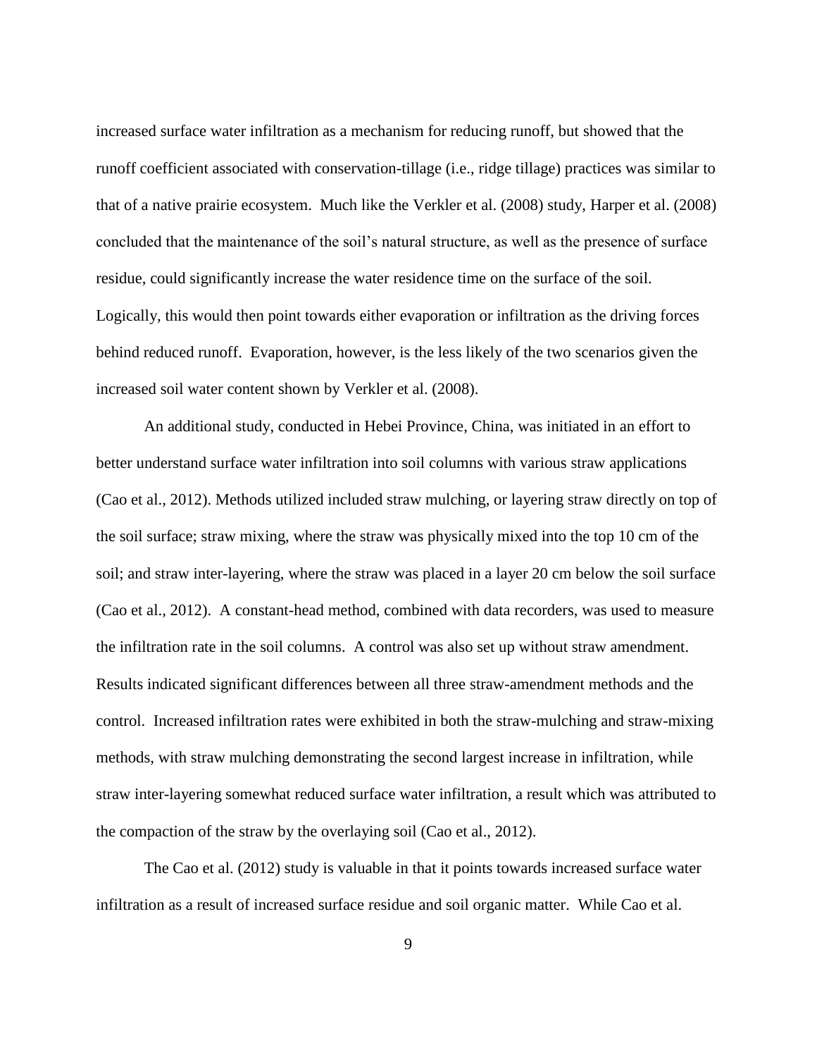increased surface water infiltration as a mechanism for reducing runoff, but showed that the runoff coefficient associated with conservation-tillage (i.e., ridge tillage) practices was similar to that of a native prairie ecosystem. Much like the Verkler et al. (2008) study, Harper et al. (2008) concluded that the maintenance of the soil's natural structure, as well as the presence of surface residue, could significantly increase the water residence time on the surface of the soil. Logically, this would then point towards either evaporation or infiltration as the driving forces behind reduced runoff. Evaporation, however, is the less likely of the two scenarios given the increased soil water content shown by Verkler et al. (2008).

An additional study, conducted in Hebei Province, China, was initiated in an effort to better understand surface water infiltration into soil columns with various straw applications (Cao et al., 2012). Methods utilized included straw mulching, or layering straw directly on top of the soil surface; straw mixing, where the straw was physically mixed into the top 10 cm of the soil; and straw inter-layering, where the straw was placed in a layer 20 cm below the soil surface (Cao et al., 2012). A constant-head method, combined with data recorders, was used to measure the infiltration rate in the soil columns. A control was also set up without straw amendment. Results indicated significant differences between all three straw-amendment methods and the control. Increased infiltration rates were exhibited in both the straw-mulching and straw-mixing methods, with straw mulching demonstrating the second largest increase in infiltration, while straw inter-layering somewhat reduced surface water infiltration, a result which was attributed to the compaction of the straw by the overlaying soil (Cao et al., 2012).

The Cao et al. (2012) study is valuable in that it points towards increased surface water infiltration as a result of increased surface residue and soil organic matter. While Cao et al.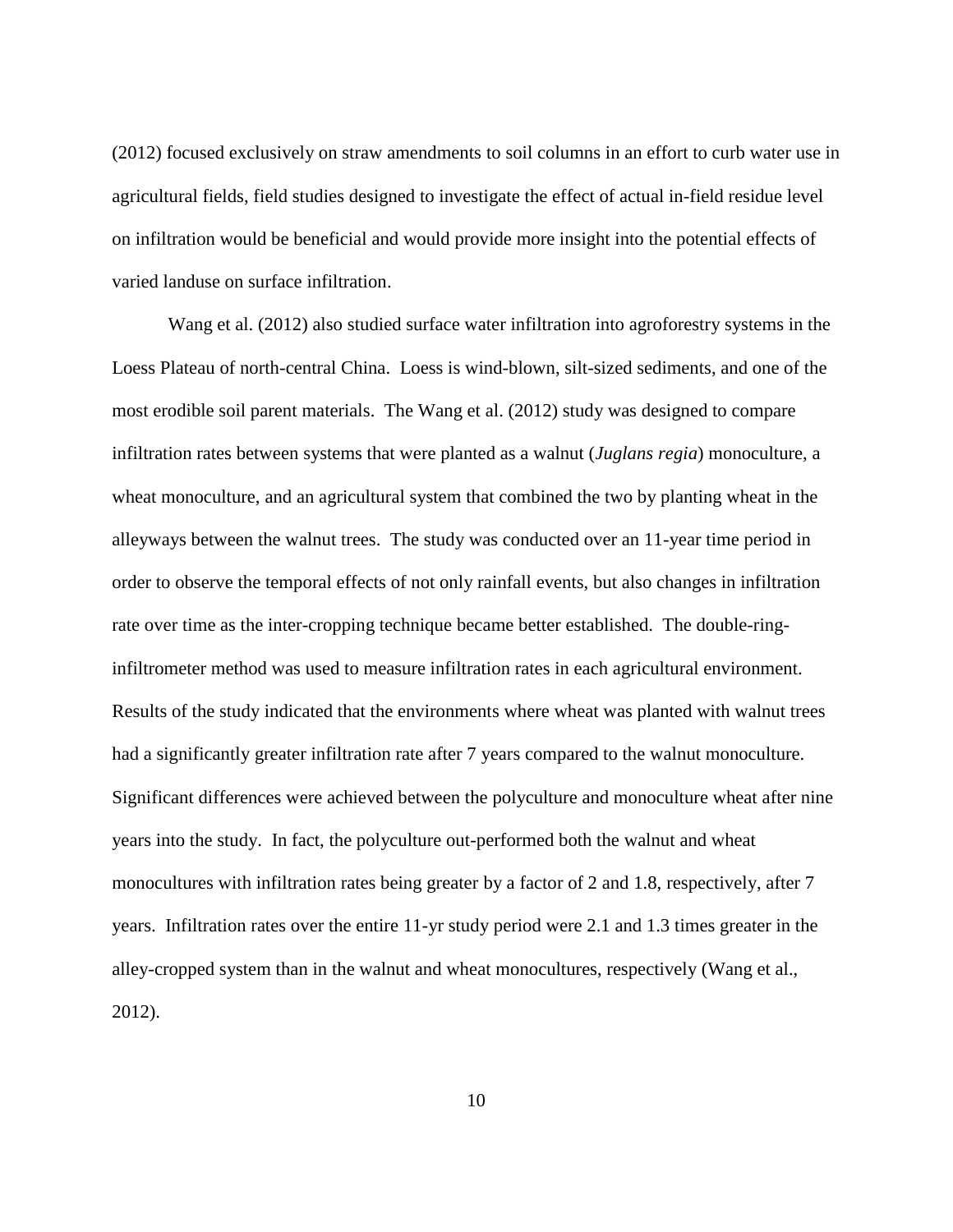(2012) focused exclusively on straw amendments to soil columns in an effort to curb water use in agricultural fields, field studies designed to investigate the effect of actual in-field residue level on infiltration would be beneficial and would provide more insight into the potential effects of varied landuse on surface infiltration.

Wang et al. (2012) also studied surface water infiltration into agroforestry systems in the Loess Plateau of north-central China. Loess is wind-blown, silt-sized sediments, and one of the most erodible soil parent materials. The Wang et al. (2012) study was designed to compare infiltration rates between systems that were planted as a walnut (*Juglans regia*) monoculture, a wheat monoculture, and an agricultural system that combined the two by planting wheat in the alleyways between the walnut trees. The study was conducted over an 11-year time period in order to observe the temporal effects of not only rainfall events, but also changes in infiltration rate over time as the inter-cropping technique became better established. The double-ring-infiltrometer method was used to measure infiltration rates in each agricultural environment. Results of the study indicated that the environments where wheat was planted with walnut trees had a significantly greater infiltration rate after 7 years compared to the walnut monoculture. Significant differences were achieved between the polyculture and monoculture wheat after nine years into the study. In fact, the polyculture out-performed both the walnut and wheat monocultures with infiltration rates being greater by a factor of 2 and 1.8, respectively, after 7 years. Infiltration rates over the entire 11-yr study period were 2.1 and 1.3 times greater in the alley-cropped system than in the walnut and wheat monocultures, respectively (Wang et al., 2012).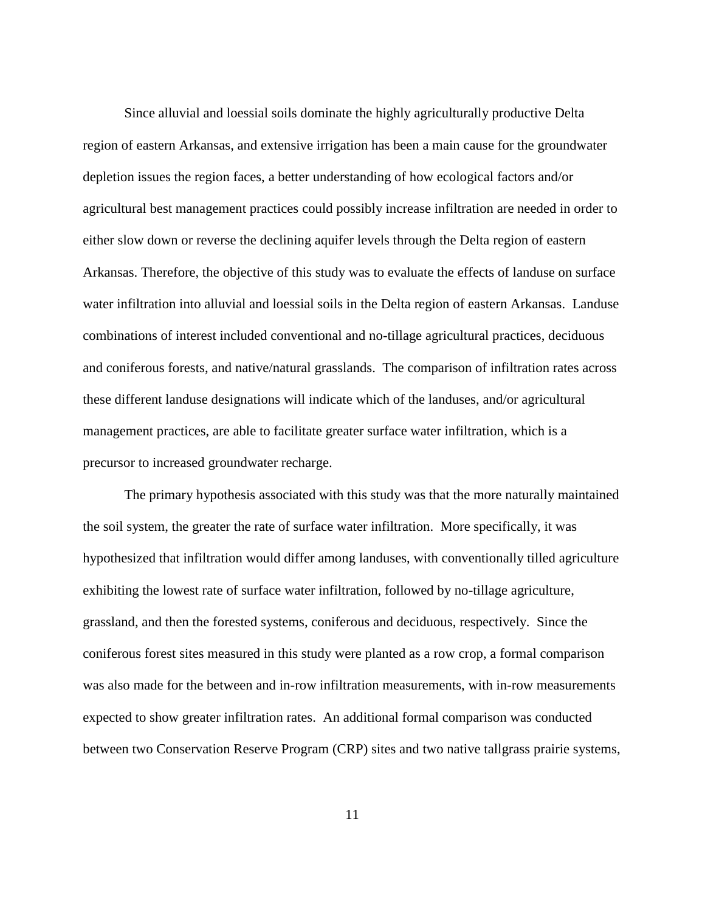Since alluvial and loessial soils dominate the highly agriculturally productive Delta region of eastern Arkansas, and extensive irrigation has been a main cause for the groundwater depletion issues the region faces, a better understanding of how ecological factors and/or agricultural best management practices could possibly increase infiltration are needed in order to either slow down or reverse the declining aquifer levels through the Delta region of eastern Arkansas. Therefore, the objective of this study was to evaluate the effects of landuse on surface water infiltration into alluvial and loessial soils in the Delta region of eastern Arkansas. Landuse combinations of interest included conventional and no-tillage agricultural practices, deciduous and coniferous forests, and native/natural grasslands. The comparison of infiltration rates across these different landuse designations will indicate which of the landuses, and/or agricultural management practices, are able to facilitate greater surface water infiltration, which is a precursor to increased groundwater recharge.

The primary hypothesis associated with this study was that the more naturally maintained the soil system, the greater the rate of surface water infiltration. More specifically, it was hypothesized that infiltration would differ among landuses, with conventionally tilled agriculture exhibiting the lowest rate of surface water infiltration, followed by no-tillage agriculture, grassland, and then the forested systems, coniferous and deciduous, respectively. Since the coniferous forest sites measured in this study were planted as a row crop, a formal comparison was also made for the between and in-row infiltration measurements, with in-row measurements expected to show greater infiltration rates. An additional formal comparison was conducted between two Conservation Reserve Program (CRP) sites and two native tallgrass prairie systems,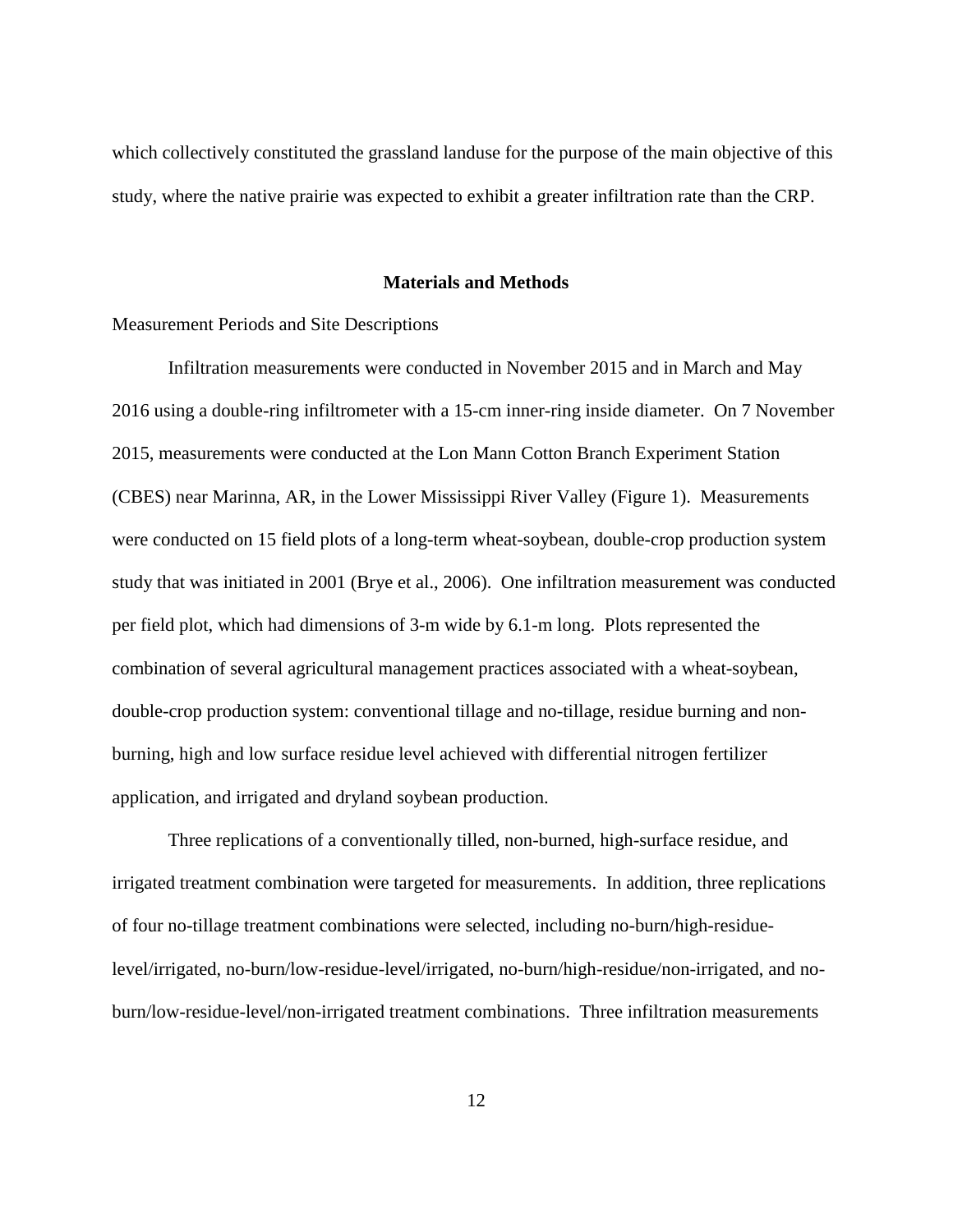which collectively constituted the grassland landuse for the purpose of the main objective of this study, where the native prairie was expected to exhibit a greater infiltration rate than the CRP.

## Materials and Methods

### Measurement Periods and Site Descriptions

Infiltration measurements were conducted in November 2015 and in March and May 2016 using a double-ring infiltrometer with a 15-cm inner-ring inside diameter. On 7 November 2015, measurements were conducted at the Lon Mann Cotton Branch Experiment Station (CBES) near Marinna, AR, in the Lower Mississippi River Valley (Figure 1). Measurements were conducted on 15 field plots of a long-term wheat-soybean, double-crop production system study that was initiated in 2001 (Brye et al., 2006). One infiltration measurement was conducted per field plot, which had dimensions of 3-m wide by 6.1-m long. Plots represented the combination of several agricultural management practices associated with a wheat-soybean, double-crop production system: conventional tillage and no-tillage, residue burning and non-burning, high and low surface residue level achieved with differential nitrogen fertilizer application, and irrigated and dryland soybean production.

Three replications of a conventionally tilled, non-burned, high-surface residue, and irrigated treatment combination were targeted for measurements. In addition, three replications of four no-tillage treatment combinations were selected, including no-burn/high-residue-level/irrigated, no-burn/low-residue-level/irrigated, no-burn/high-residue/non-irrigated, and no-burn/low-residue-level/non-irrigated treatment combinations. Three infiltration measurements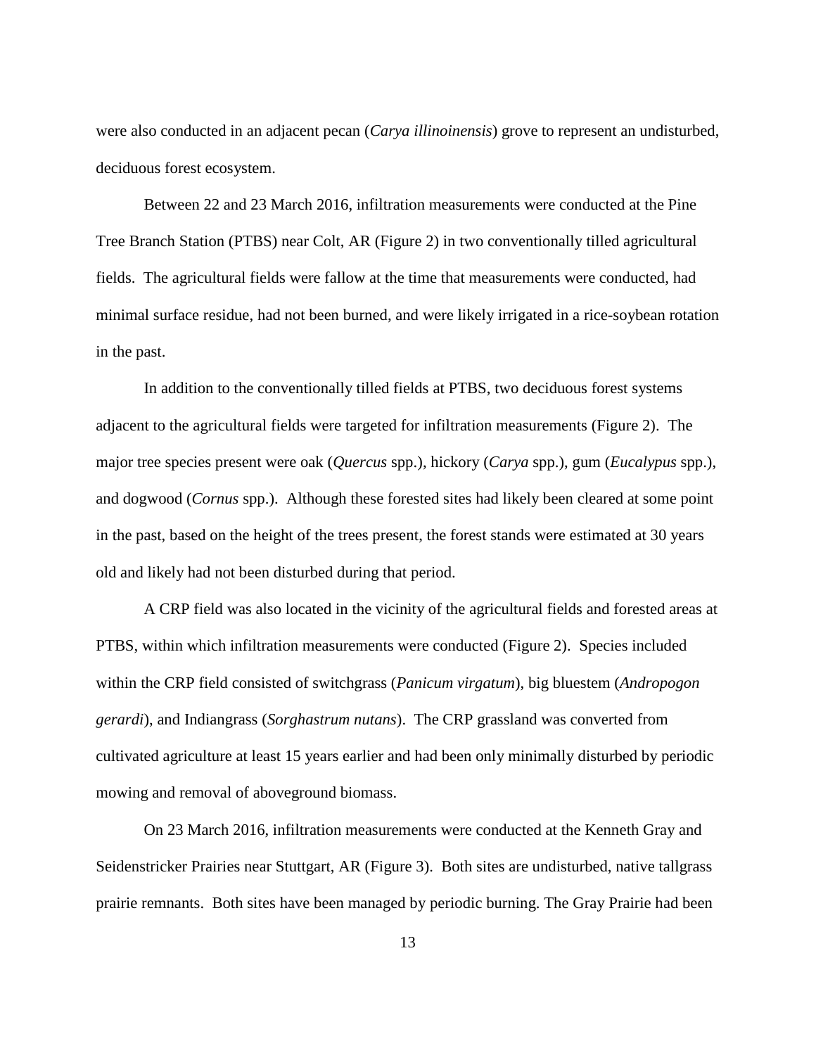were also conducted in an adjacent pecan (*Carya illinoinensis*) grove to represent an undisturbed, deciduous forest ecosystem.

Between 22 and 23 March 2016, infiltration measurements were conducted at the Pine Tree Branch Station (PTBS) near Colt, AR (Figure 2) in two conventionally tilled agricultural fields. The agricultural fields were fallow at the time that measurements were conducted, had minimal surface residue, had not been burned, and were likely irrigated in a rice-soybean rotation in the past.

In addition to the conventionally tilled fields at PTBS, two deciduous forest systems adjacent to the agricultural fields were targeted for infiltration measurements (Figure 2). The major tree species present were oak (*Quercus* spp.), hickory (*Carya* spp.), gum (*Eucalypus* spp.), and dogwood (*Cornus* spp.). Although these forested sites had likely been cleared at some point in the past, based on the height of the trees present, the forest stands were estimated at 30 years old and likely had not been disturbed during that period.

A CRP field was also located in the vicinity of the agricultural fields and forested areas at PTBS, within which infiltration measurements were conducted (Figure 2). Species included within the CRP field consisted of switchgrass (*Panicum virgatum*), big bluestem (*Andropogon gerardi*), and Indiangrass (*Sorghastrum nutans*). The CRP grassland was converted from cultivated agriculture at least 15 years earlier and had been only minimally disturbed by periodic mowing and removal of aboveground biomass.

On 23 March 2016, infiltration measurements were conducted at the Kenneth Gray and Seidenstricker Prairies near Stuttgart, AR (Figure 3). Both sites are undisturbed, native tallgrass prairie remnants. Both sites have been managed by periodic burning. The Gray Prairie had been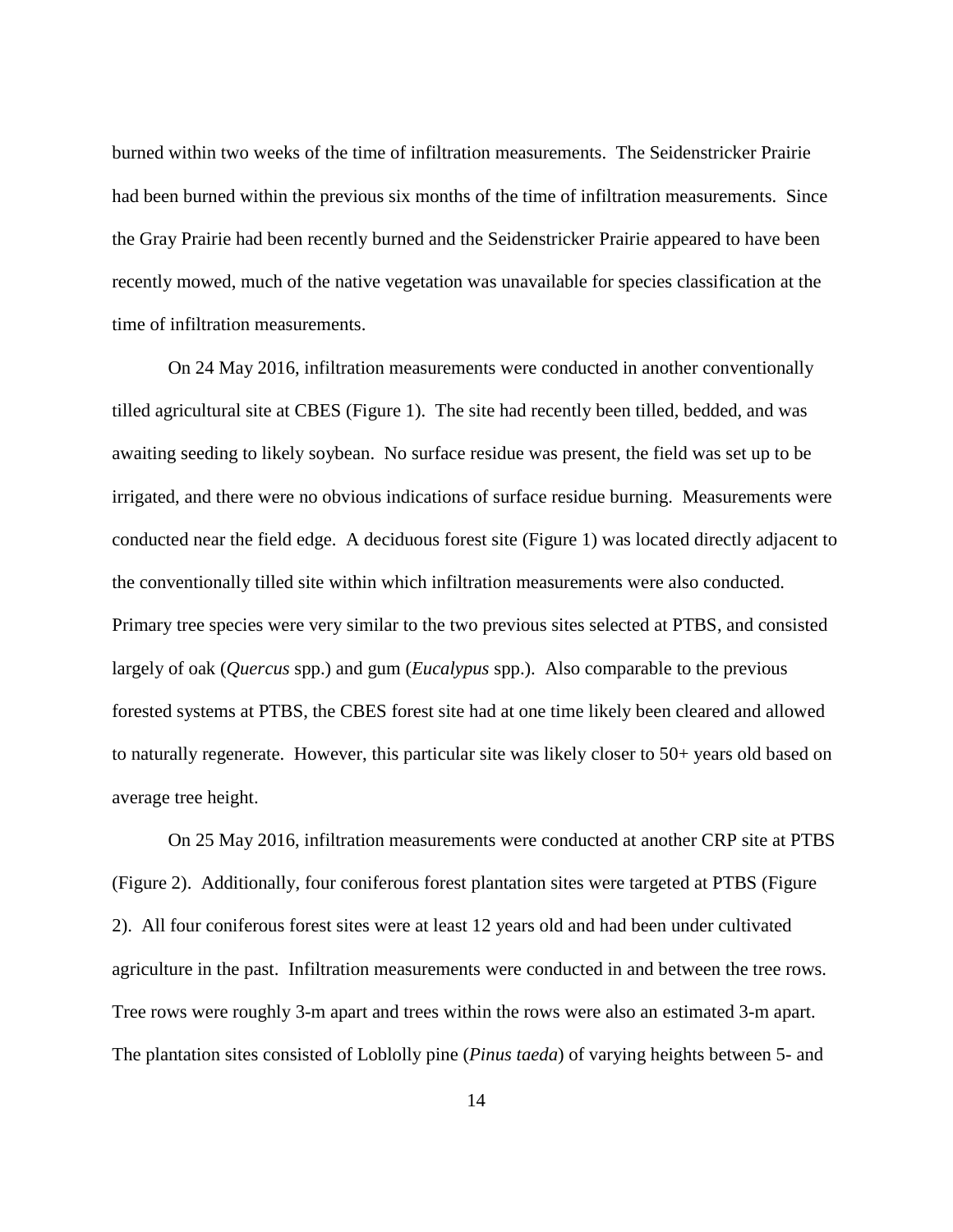burned within two weeks of the time of infiltration measurements. The Seidenstricker Prairie had been burned within the previous six months of the time of infiltration measurements. Since the Gray Prairie had been recently burned and the Seidenstricker Prairie appeared to have been recently mowed, much of the native vegetation was unavailable for species classification at the time of infiltration measurements.

On 24 May 2016, infiltration measurements were conducted in another conventionally tilled agricultural site at CBES (Figure 1). The site had recently been tilled, bedded, and was awaiting seeding to likely soybean. No surface residue was present, the field was set up to be irrigated, and there were no obvious indications of surface residue burning. Measurements were conducted near the field edge. A deciduous forest site (Figure 1) was located directly adjacent to the conventionally tilled site within which infiltration measurements were also conducted. Primary tree species were very similar to the two previous sites selected at PTBS, and consisted largely of oak (*Quercus* spp.) and gum (*Eucalypus* spp.). Also comparable to the previous forested systems at PTBS, the CBES forest site had at one time likely been cleared and allowed to naturally regenerate. However, this particular site was likely closer to 50+ years old based on average tree height.

On 25 May 2016, infiltration measurements were conducted at another CRP site at PTBS (Figure 2). Additionally, four coniferous forest plantation sites were targeted at PTBS (Figure 2). All four coniferous forest sites were at least 12 years old and had been under cultivated agriculture in the past. Infiltration measurements were conducted in and between the tree rows. Tree rows were roughly 3-m apart and trees within the rows were also an estimated 3-m apart. The plantation sites consisted of Loblolly pine (*Pinus taeda*) of varying heights between 5- and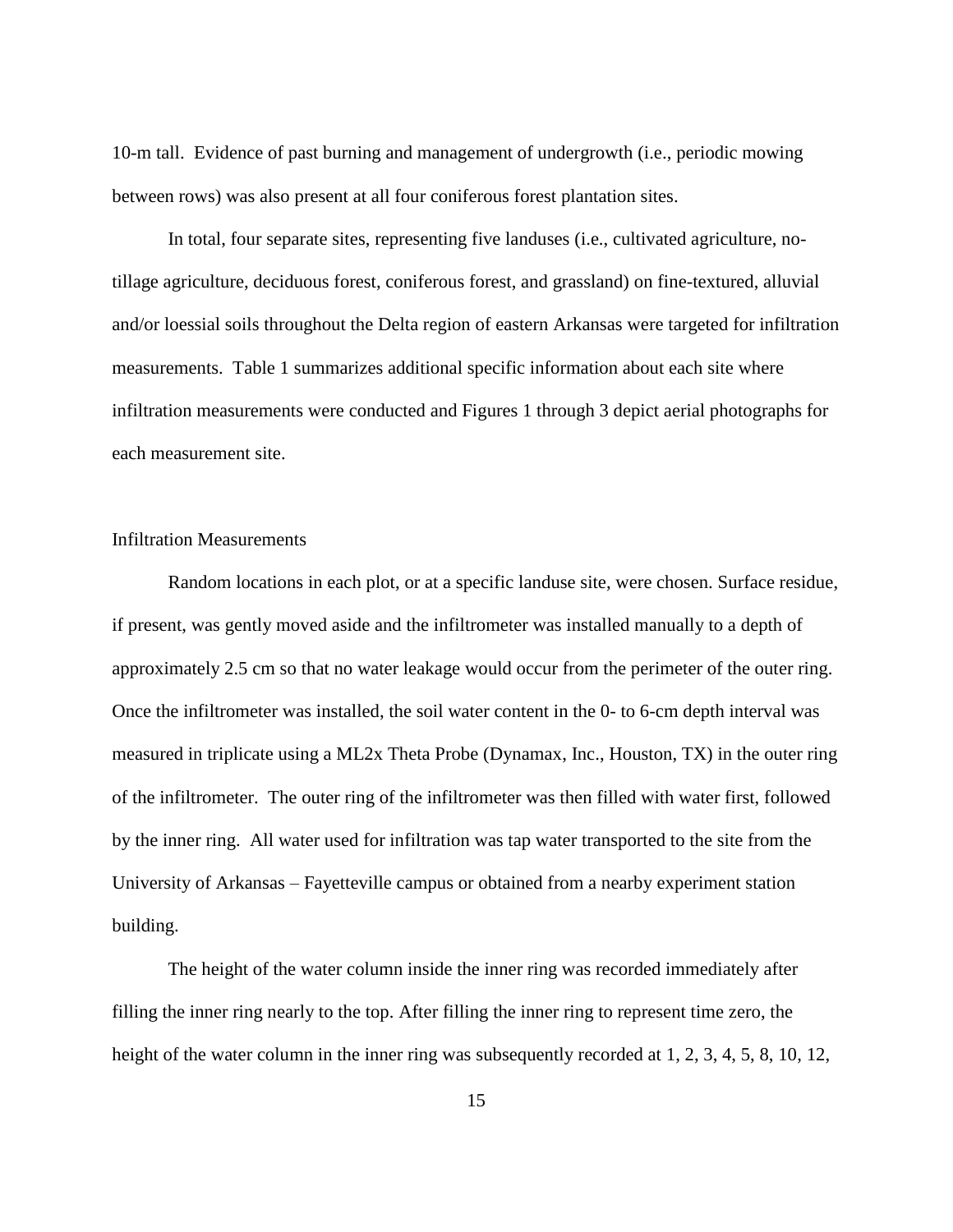10-m tall. Evidence of past burning and management of undergrowth (i.e., periodic mowing between rows) was also present at all four coniferous forest plantation sites.

In total, four separate sites, representing five landuses (i.e., cultivated agriculture, no-tillage agriculture, deciduous forest, coniferous forest, and grassland) on fine-textured, alluvial and/or loessial soils throughout the Delta region of eastern Arkansas were targeted for infiltration measurements. Table 1 summarizes additional specific information about each site where infiltration measurements were conducted and Figures 1 through 3 depict aerial photographs for each measurement site.

## Infiltration Measurements

Random locations in each plot, or at a specific landuse site, were chosen. Surface residue, if present, was gently moved aside and the infiltrometer was installed manually to a depth of approximately 2.5 cm so that no water leakage would occur from the perimeter of the outer ring. Once the infiltrometer was installed, the soil water content in the 0- to 6-cm depth interval was measured in triplicate using a ML2x Theta Probe (Dynamax, Inc., Houston, TX) in the outer ring of the infiltrometer. The outer ring of the infiltrometer was then filled with water first, followed by the inner ring. All water used for infiltration was tap water transported to the site from the University of Arkansas – Fayetteville campus or obtained from a nearby experiment station building.

The height of the water column inside the inner ring was recorded immediately after filling the inner ring nearly to the top. After filling the inner ring to represent time zero, the height of the water column in the inner ring was subsequently recorded at 1, 2, 3, 4, 5, 8, 10, 12,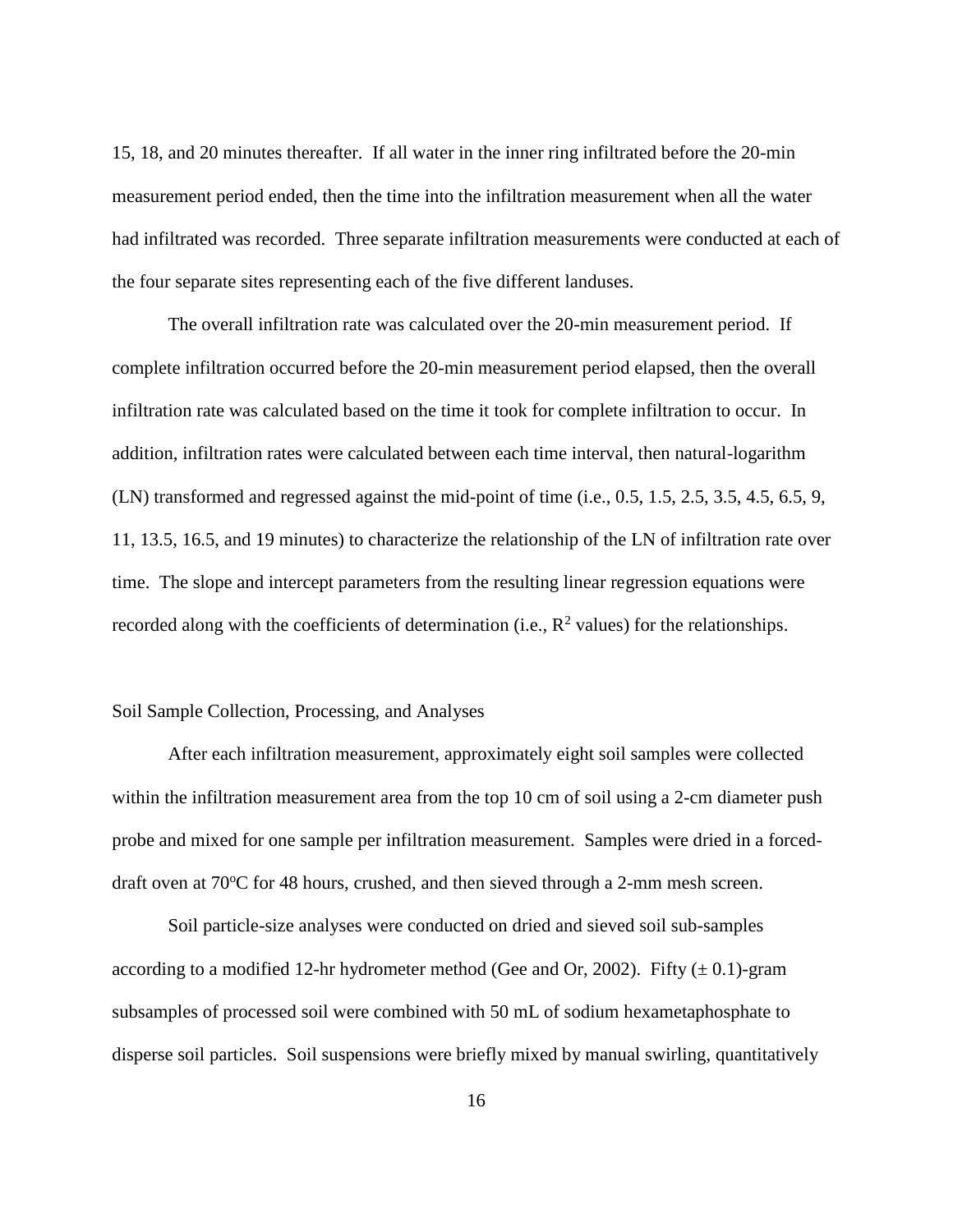15, 18, and 20 minutes thereafter. If all water in the inner ring infiltrated before the 20-min measurement period ended, then the time into the infiltration measurement when all the water had infiltrated was recorded. Three separate infiltration measurements were conducted at each of the four separate sites representing each of the five different landuses.

The overall infiltration rate was calculated over the 20-min measurement period. If complete infiltration occurred before the 20-min measurement period elapsed, then the overall infiltration rate was calculated based on the time it took for complete infiltration to occur. In addition, infiltration rates were calculated between each time interval, then natural-logarithm (LN) transformed and regressed against the mid-point of time (i.e., 0.5, 1.5, 2.5, 3.5, 4.5, 6.5, 9, 11, 13.5, 16.5, and 19 minutes) to characterize the relationship of the LN of infiltration rate over time. The slope and intercept parameters from the resulting linear regression equations were recorded along with the coefficients of determination (i.e., $R^2$ values) for the relationships.

## Soil Sample Collection, Processing, and Analyses

After each infiltration measurement, approximately eight soil samples were collected within the infiltration measurement area from the top 10 cm of soil using a 2-cm diameter push probe and mixed for one sample per infiltration measurement. Samples were dried in a forced-draft oven at 70°C for 48 hours, crushed, and then sieved through a 2-mm mesh screen.

Soil particle-size analyses were conducted on dried and sieved soil sub-samples according to a modified 12-hr hydrometer method (Gee and Or, 2002). Fifty ($\pm$ 0.1)-gram subsamples of processed soil were combined with 50 mL of sodium hexametaphosphate to disperse soil particles. Soil suspensions were briefly mixed by manual swirling, quantitatively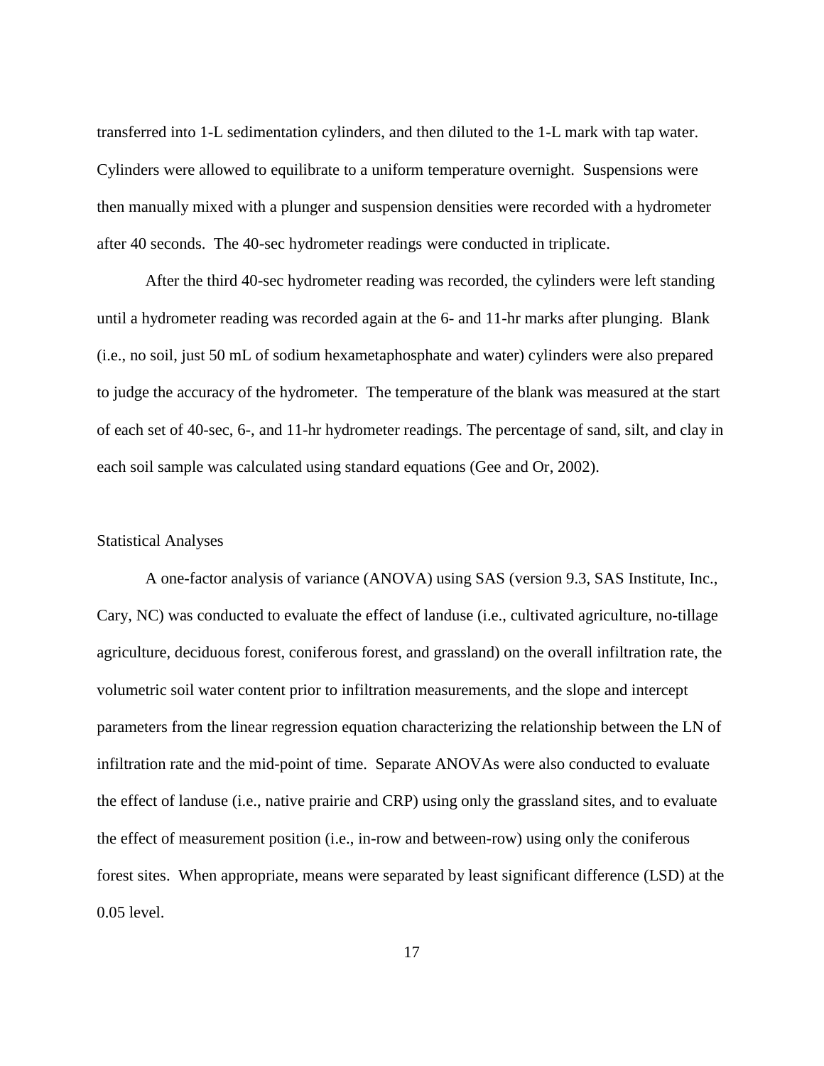transferred into 1-L sedimentation cylinders, and then diluted to the 1-L mark with tap water. Cylinders were allowed to equilibrate to a uniform temperature overnight. Suspensions were then manually mixed with a plunger and suspension densities were recorded with a hydrometer after 40 seconds. The 40-sec hydrometer readings were conducted in triplicate.

After the third 40-sec hydrometer reading was recorded, the cylinders were left standing until a hydrometer reading was recorded again at the 6- and 11-hr marks after plunging. Blank (i.e., no soil, just 50 mL of sodium hexametaphosphate and water) cylinders were also prepared to judge the accuracy of the hydrometer. The temperature of the blank was measured at the start of each set of 40-sec, 6-, and 11-hr hydrometer readings. The percentage of sand, silt, and clay in each soil sample was calculated using standard equations (Gee and Or, 2002).

## Statistical Analyses

A one-factor analysis of variance (ANOVA) using SAS (version 9.3, SAS Institute, Inc., Cary, NC) was conducted to evaluate the effect of landuse (i.e., cultivated agriculture, no-tillage agriculture, deciduous forest, coniferous forest, and grassland) on the overall infiltration rate, the volumetric soil water content prior to infiltration measurements, and the slope and intercept parameters from the linear regression equation characterizing the relationship between the LN of infiltration rate and the mid-point of time. Separate ANOVAs were also conducted to evaluate the effect of landuse (i.e., native prairie and CRP) using only the grassland sites, and to evaluate the effect of measurement position (i.e., in-row and between-row) using only the coniferous forest sites. When appropriate, means were separated by least significant difference (LSD) at the 0.05 level.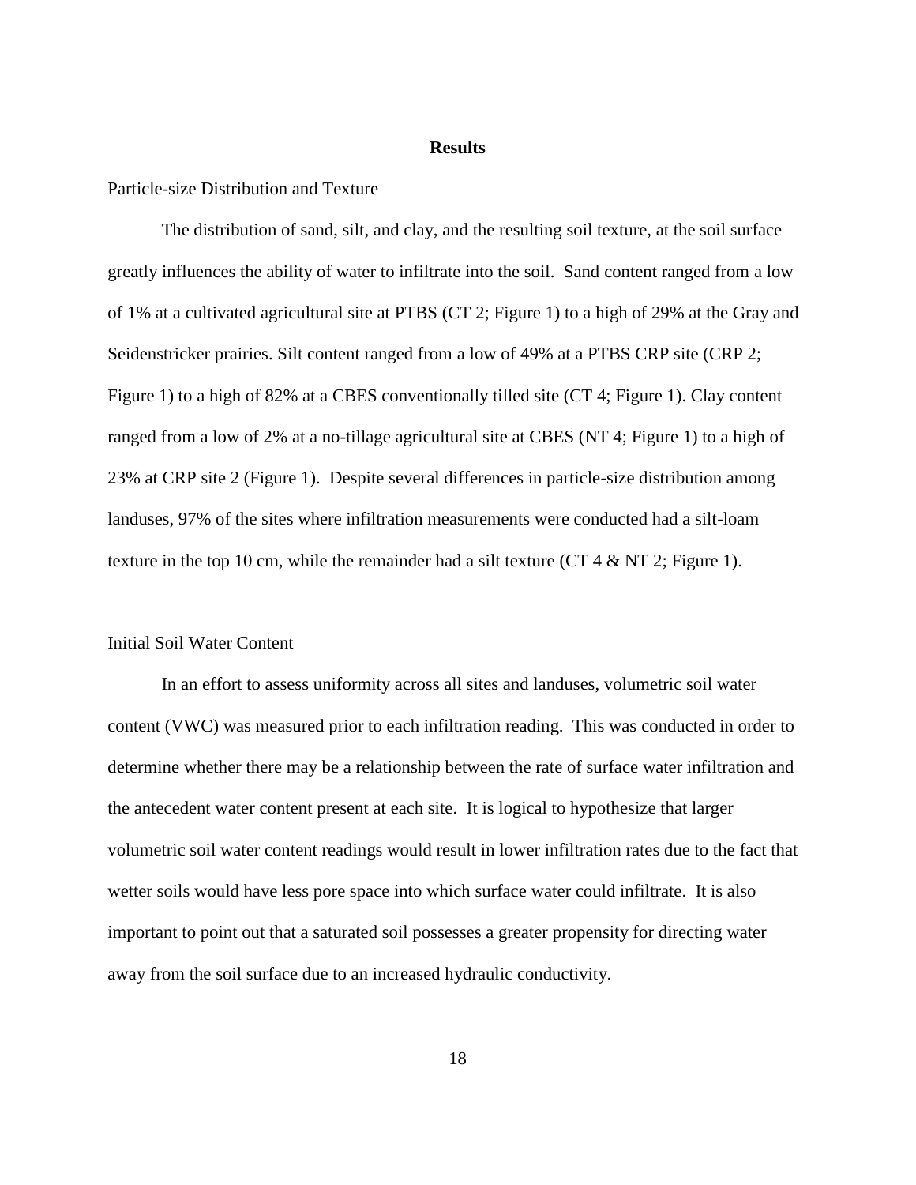## Results

### Particle-size Distribution and Texture

The distribution of sand, silt, and clay, and the resulting soil texture, at the soil surface greatly influences the ability of water to infiltrate into the soil. Sand content ranged from a low of 1% at a cultivated agricultural site at PTBS (CT 2; Figure 1) to a high of 29% at the Gray and Seidenstricker prairies. Silt content ranged from a low of 49% at a PTBS CRP site (CRP 2; Figure 1) to a high of 82% at a CBES conventionally tilled site (CT 4; Figure 1). Clay content ranged from a low of 2% at a no-tillage agricultural site at CBES (NT 4; Figure 1) to a high of 23% at CRP site 2 (Figure 1). Despite several differences in particle-size distribution among landuses, 97% of the sites where infiltration measurements were conducted had a silt-loam texture in the top 10 cm, while the remainder had a silt texture (CT 4 & NT 2; Figure 1).

### Initial Soil Water Content

In an effort to assess uniformity across all sites and landuses, volumetric soil water content (VWC) was measured prior to each infiltration reading. This was conducted in order to determine whether there may be a relationship between the rate of surface water infiltration and the antecedent water content present at each site. It is logical to hypothesize that larger volumetric soil water content readings would result in lower infiltration rates due to the fact that wetter soils would have less pore space into which surface water could infiltrate. It is also important to point out that a saturated soil possesses a greater propensity for directing water away from the soil surface due to an increased hydraulic conductivity.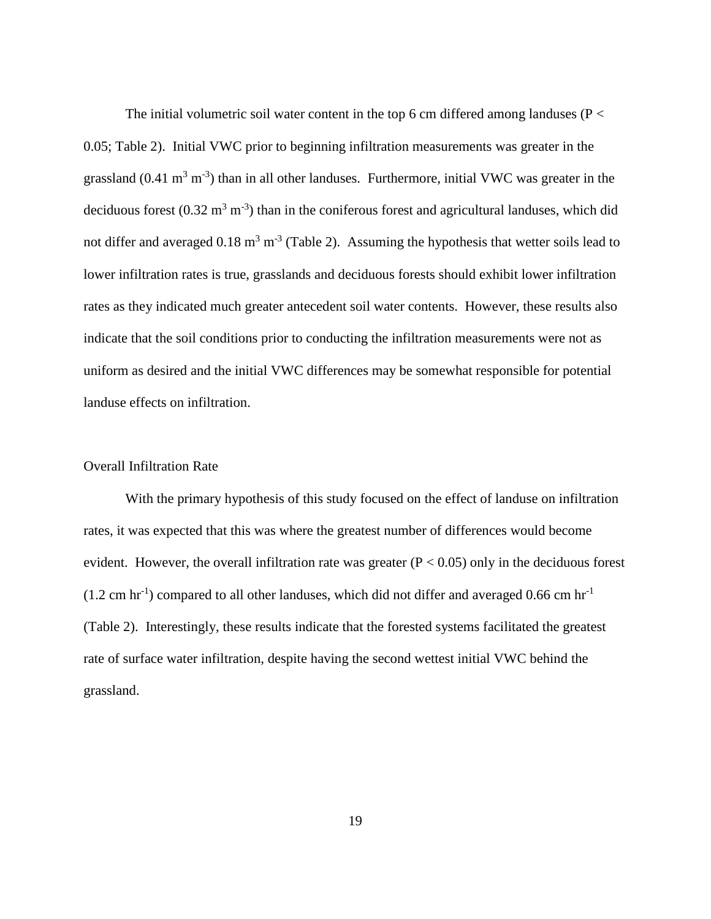The initial volumetric soil water content in the top 6 cm differed among landuses ($P < 0.05$; Table 2). Initial VWC prior to beginning infiltration measurements was greater in the grassland (0.41 $m^3$ $m^{-3}$) than in all other landuses. Furthermore, initial VWC was greater in the deciduous forest (0.32 $m^3$ $m^{-3}$) than in the coniferous forest and agricultural landuses, which did not differ and averaged 0.18 $m^3$ $m^{-3}$ (Table 2). Assuming the hypothesis that wetter soils lead to lower infiltration rates is true, grasslands and deciduous forests should exhibit lower infiltration rates as they indicated much greater antecedent soil water contents. However, these results also indicate that the soil conditions prior to conducting the infiltration measurements were not as uniform as desired and the initial VWC differences may be somewhat responsible for potential landuse effects on infiltration.

## Overall Infiltration Rate

With the primary hypothesis of this study focused on the effect of landuse on infiltration rates, it was expected that this was where the greatest number of differences would become evident. However, the overall infiltration rate was greater ($P < 0.05$) only in the deciduous forest (1.2 cm $hr^{-1}$) compared to all other landuses, which did not differ and averaged 0.66 cm $hr^{-1}$ (Table 2). Interestingly, these results indicate that the forested systems facilitated the greatest rate of surface water infiltration, despite having the second wettest initial VWC behind the grassland.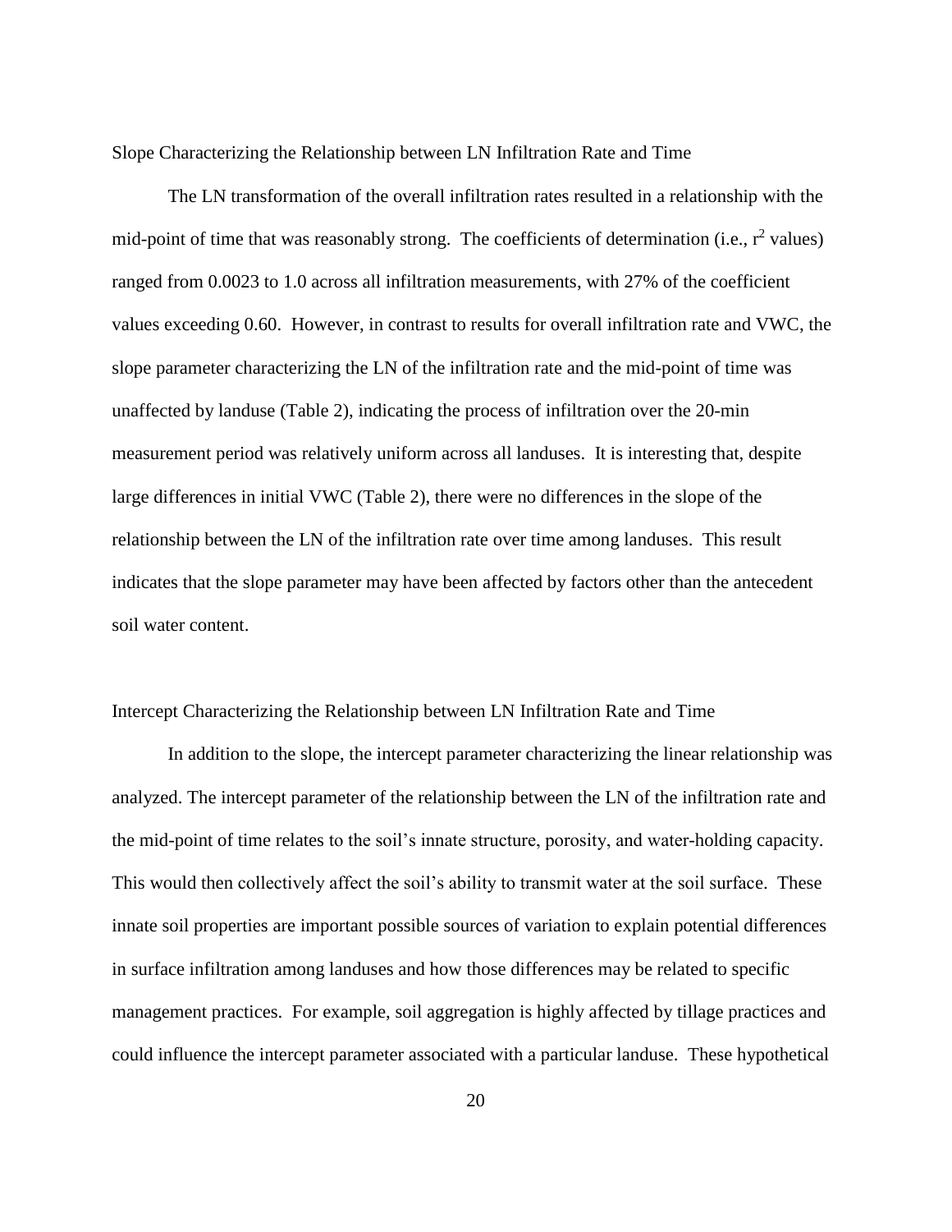### Slope Characterizing the Relationship between LN Infiltration Rate and Time

The LN transformation of the overall infiltration rates resulted in a relationship with the mid-point of time that was reasonably strong. The coefficients of determination (i.e., $r^2$ values) ranged from 0.0023 to 1.0 across all infiltration measurements, with 27% of the coefficient values exceeding 0.60. However, in contrast to results for overall infiltration rate and VWC, the slope parameter characterizing the LN of the infiltration rate and the mid-point of time was unaffected by landuse (Table 2), indicating the process of infiltration over the 20-min measurement period was relatively uniform across all landuses. It is interesting that, despite large differences in initial VWC (Table 2), there were no differences in the slope of the relationship between the LN of the infiltration rate over time among landuses. This result indicates that the slope parameter may have been affected by factors other than the antecedent soil water content.

### Intercept Characterizing the Relationship between LN Infiltration Rate and Time

In addition to the slope, the intercept parameter characterizing the linear relationship was analyzed. The intercept parameter of the relationship between the LN of the infiltration rate and the mid-point of time relates to the soil's innate structure, porosity, and water-holding capacity. This would then collectively affect the soil's ability to transmit water at the soil surface. These innate soil properties are important possible sources of variation to explain potential differences in surface infiltration among landuses and how those differences may be related to specific management practices. For example, soil aggregation is highly affected by tillage practices and could influence the intercept parameter associated with a particular landuse. These hypothetical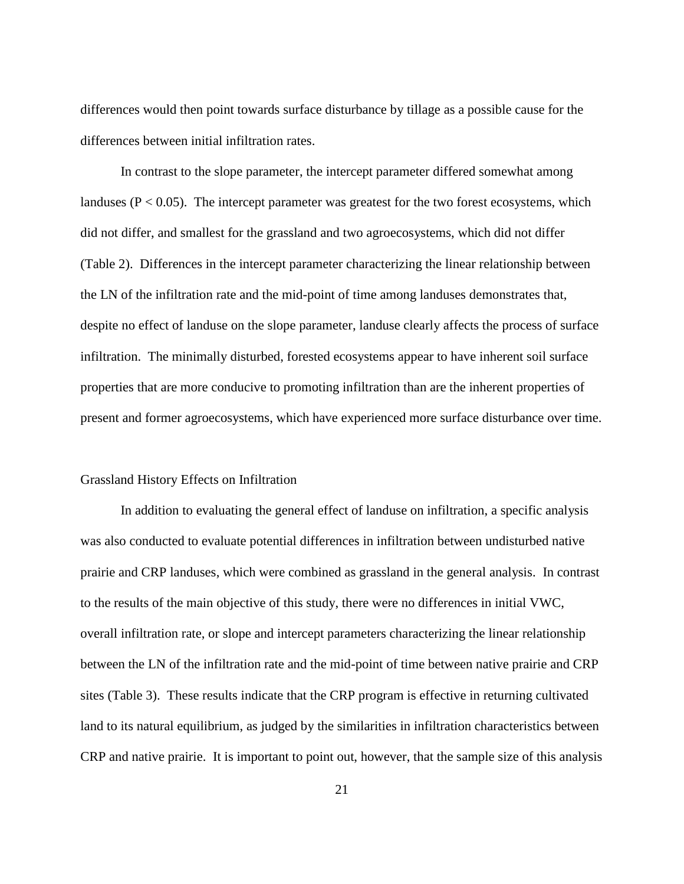differences would then point towards surface disturbance by tillage as a possible cause for the differences between initial infiltration rates.

In contrast to the slope parameter, the intercept parameter differed somewhat among landuses ($P < 0.05$). The intercept parameter was greatest for the two forest ecosystems, which did not differ, and smallest for the grassland and two agroecosystems, which did not differ (Table 2). Differences in the intercept parameter characterizing the linear relationship between the LN of the infiltration rate and the mid-point of time among landuses demonstrates that, despite no effect of landuse on the slope parameter, landuse clearly affects the process of surface infiltration. The minimally disturbed, forested ecosystems appear to have inherent soil surface properties that are more conducive to promoting infiltration than are the inherent properties of present and former agroecosystems, which have experienced more surface disturbance over time.

## Grassland History Effects on Infiltration

In addition to evaluating the general effect of landuse on infiltration, a specific analysis was also conducted to evaluate potential differences in infiltration between undisturbed native prairie and CRP landuses, which were combined as grassland in the general analysis. In contrast to the results of the main objective of this study, there were no differences in initial VWC, overall infiltration rate, or slope and intercept parameters characterizing the linear relationship between the LN of the infiltration rate and the mid-point of time between native prairie and CRP sites (Table 3). These results indicate that the CRP program is effective in returning cultivated land to its natural equilibrium, as judged by the similarities in infiltration characteristics between CRP and native prairie. It is important to point out, however, that the sample size of this analysis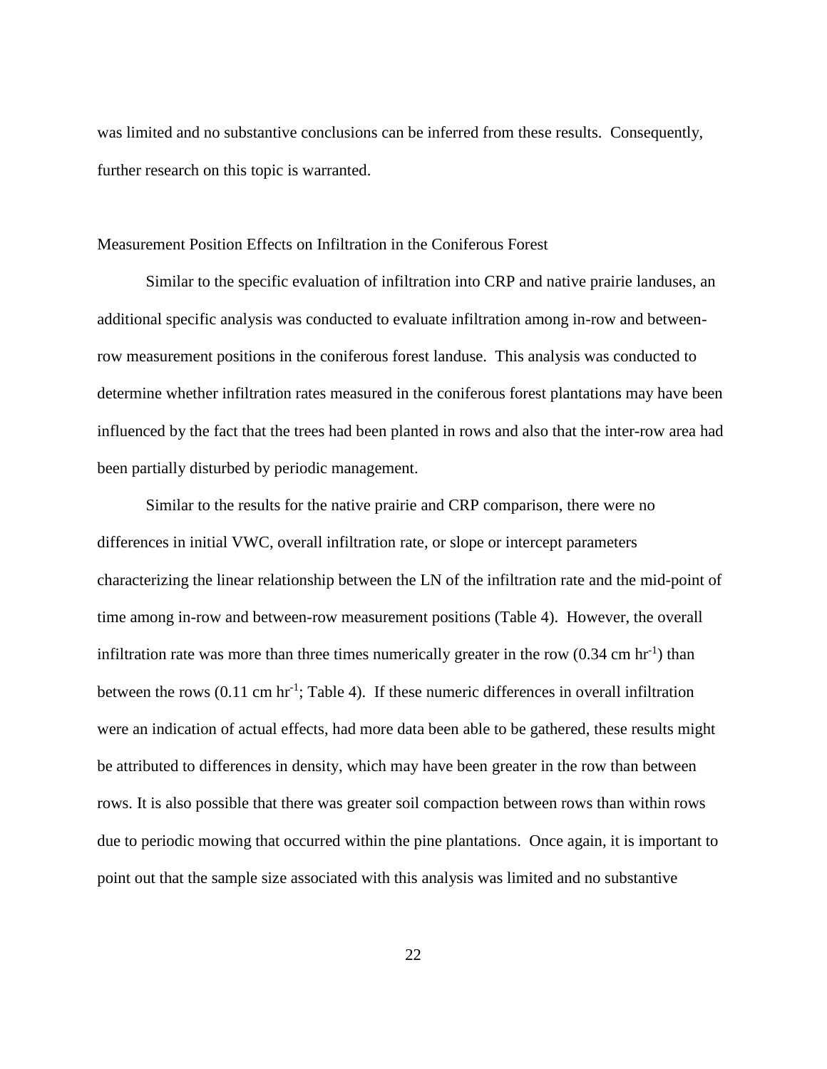was limited and no substantive conclusions can be inferred from these results. Consequently, further research on this topic is warranted.

## Measurement Position Effects on Infiltration in the Coniferous Forest

Similar to the specific evaluation of infiltration into CRP and native prairie landuses, an additional specific analysis was conducted to evaluate infiltration among in-row and between-row measurement positions in the coniferous forest landuse. This analysis was conducted to determine whether infiltration rates measured in the coniferous forest plantations may have been influenced by the fact that the trees had been planted in rows and also that the inter-row area had been partially disturbed by periodic management.

Similar to the results for the native prairie and CRP comparison, there were no differences in initial VWC, overall infiltration rate, or slope or intercept parameters characterizing the linear relationship between the LN of the infiltration rate and the mid-point of time among in-row and between-row measurement positions (Table 4). However, the overall infiltration rate was more than three times numerically greater in the row (0.34 cm $hr^{-1}$) than between the rows (0.11 cm $hr^{-1}$; Table 4). If these numeric differences in overall infiltration were an indication of actual effects, had more data been able to be gathered, these results might be attributed to differences in density, which may have been greater in the row than between rows. It is also possible that there was greater soil compaction between rows than within rows due to periodic mowing that occurred within the pine plantations. Once again, it is important to point out that the sample size associated with this analysis was limited and no substantive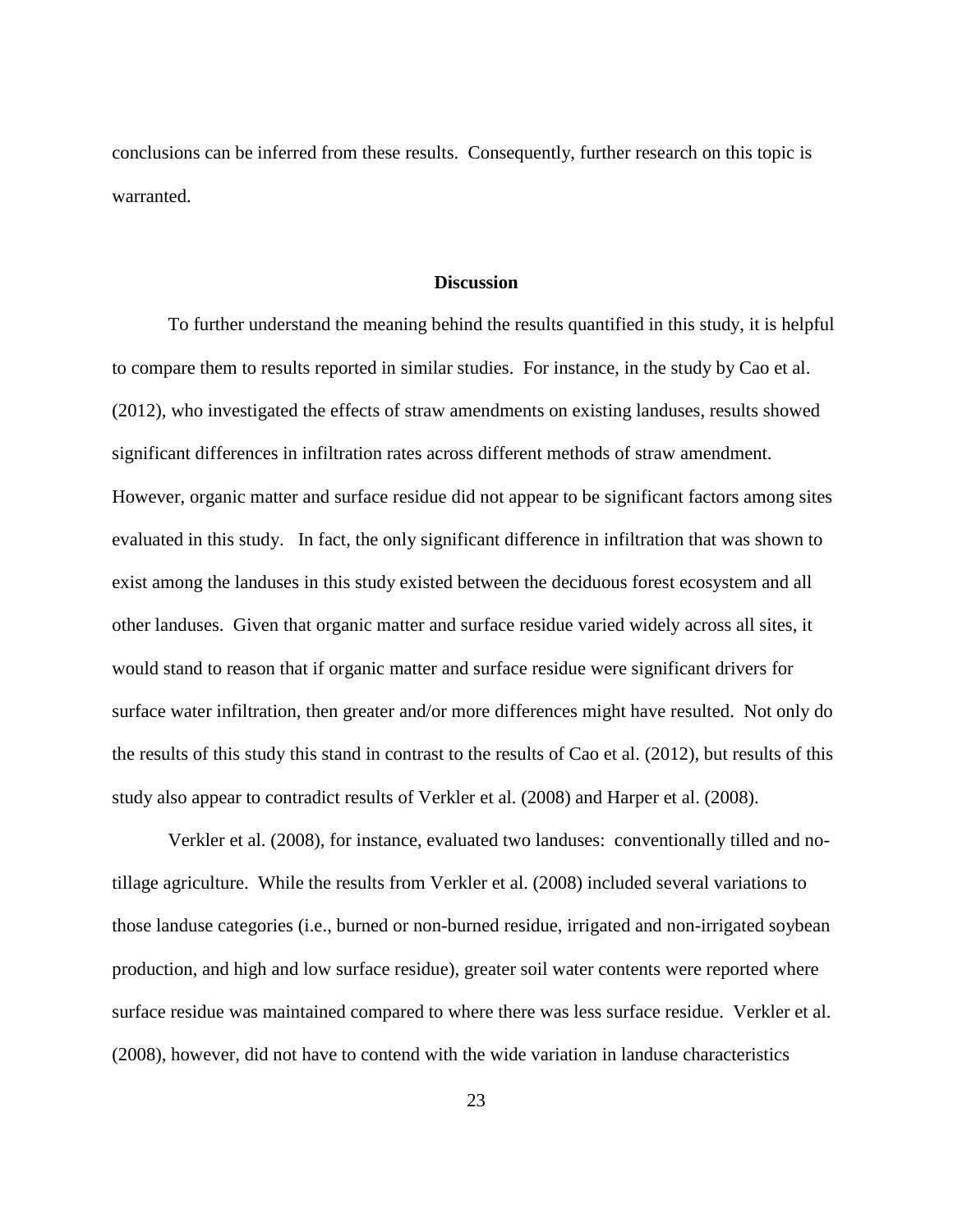conclusions can be inferred from these results. Consequently, further research on this topic is warranted.

## Discussion

To further understand the meaning behind the results quantified in this study, it is helpful to compare them to results reported in similar studies. For instance, in the study by Cao et al. (2012), who investigated the effects of straw amendments on existing landuses, results showed significant differences in infiltration rates across different methods of straw amendment. However, organic matter and surface residue did not appear to be significant factors among sites evaluated in this study. In fact, the only significant difference in infiltration that was shown to exist among the landuses in this study existed between the deciduous forest ecosystem and all other landuses. Given that organic matter and surface residue varied widely across all sites, it would stand to reason that if organic matter and surface residue were significant drivers for surface water infiltration, then greater and/or more differences might have resulted. Not only do the results of this study this stand in contrast to the results of Cao et al. (2012), but results of this study also appear to contradict results of Verkler et al. (2008) and Harper et al. (2008).

Verkler et al. (2008), for instance, evaluated two landuses: conventionally tilled and no-tillage agriculture. While the results from Verkler et al. (2008) included several variations to those landuse categories (i.e., burned or non-burned residue, irrigated and non-irrigated soybean production, and high and low surface residue), greater soil water contents were reported where surface residue was maintained compared to where there was less surface residue. Verkler et al. (2008), however, did not have to contend with the wide variation in landuse characteristics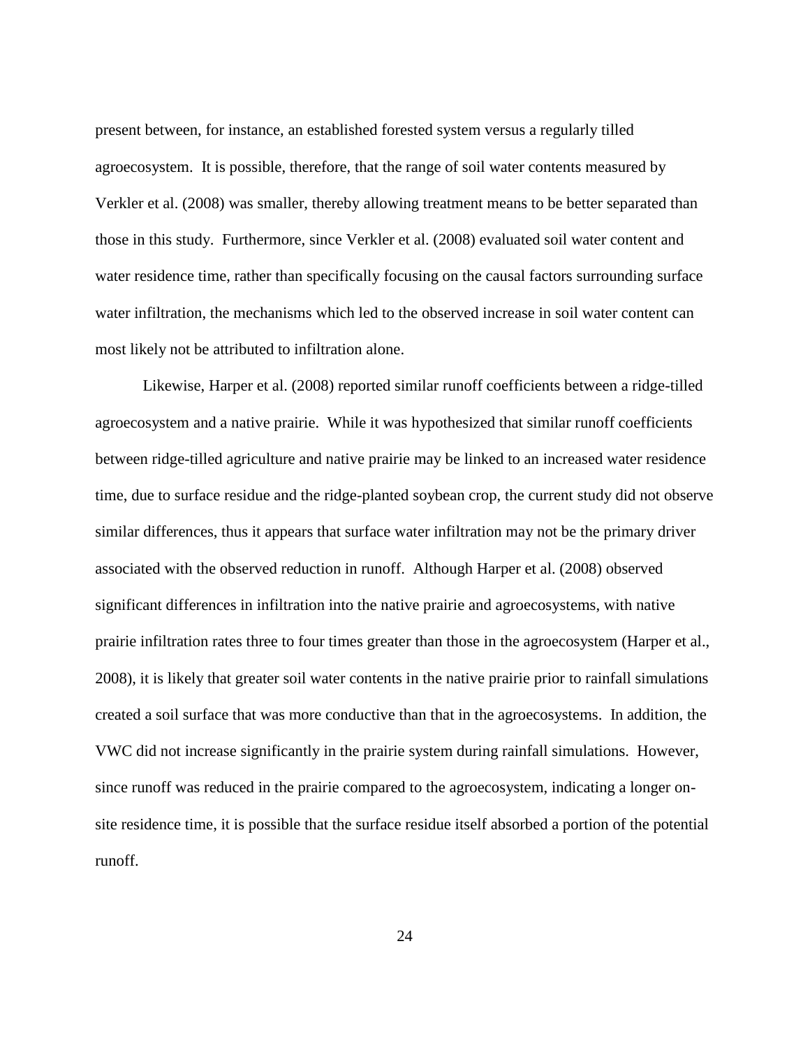present between, for instance, an established forested system versus a regularly tilled agroecosystem. It is possible, therefore, that the range of soil water contents measured by Verkler et al. (2008) was smaller, thereby allowing treatment means to be better separated than those in this study. Furthermore, since Verkler et al. (2008) evaluated soil water content and water residence time, rather than specifically focusing on the causal factors surrounding surface water infiltration, the mechanisms which led to the observed increase in soil water content can most likely not be attributed to infiltration alone.

Likewise, Harper et al. (2008) reported similar runoff coefficients between a ridge-tilled agroecosystem and a native prairie. While it was hypothesized that similar runoff coefficients between ridge-tilled agriculture and native prairie may be linked to an increased water residence time, due to surface residue and the ridge-planted soybean crop, the current study did not observe similar differences, thus it appears that surface water infiltration may not be the primary driver associated with the observed reduction in runoff. Although Harper et al. (2008) observed significant differences in infiltration into the native prairie and agroecosystems, with native prairie infiltration rates three to four times greater than those in the agroecosystem (Harper et al., 2008), it is likely that greater soil water contents in the native prairie prior to rainfall simulations created a soil surface that was more conductive than that in the agroecosystems. In addition, the VWC did not increase significantly in the prairie system during rainfall simulations. However, since runoff was reduced in the prairie compared to the agroecosystem, indicating a longer on-site residence time, it is possible that the surface residue itself absorbed a portion of the potential runoff.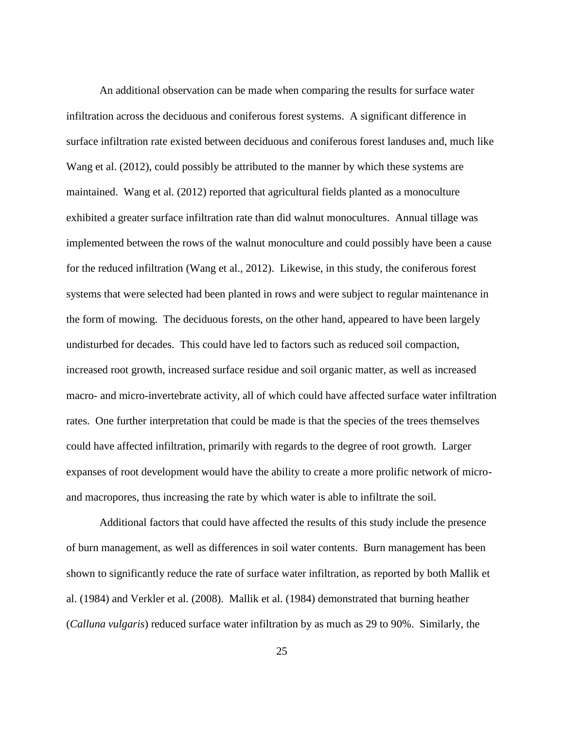An additional observation can be made when comparing the results for surface water infiltration across the deciduous and coniferous forest systems. A significant difference in surface infiltration rate existed between deciduous and coniferous forest landuses and, much like Wang et al. (2012), could possibly be attributed to the manner by which these systems are maintained. Wang et al. (2012) reported that agricultural fields planted as a monoculture exhibited a greater surface infiltration rate than did walnut monocultures. Annual tillage was implemented between the rows of the walnut monoculture and could possibly have been a cause for the reduced infiltration (Wang et al., 2012). Likewise, in this study, the coniferous forest systems that were selected had been planted in rows and were subject to regular maintenance in the form of mowing. The deciduous forests, on the other hand, appeared to have been largely undisturbed for decades. This could have led to factors such as reduced soil compaction, increased root growth, increased surface residue and soil organic matter, as well as increased macro- and micro-invertebrate activity, all of which could have affected surface water infiltration rates. One further interpretation that could be made is that the species of the trees themselves could have affected infiltration, primarily with regards to the degree of root growth. Larger expanses of root development would have the ability to create a more prolific network of micro- and macropores, thus increasing the rate by which water is able to infiltrate the soil.

Additional factors that could have affected the results of this study include the presence of burn management, as well as differences in soil water contents. Burn management has been shown to significantly reduce the rate of surface water infiltration, as reported by both Mallik et al. (1984) and Verkler et al. (2008). Mallik et al. (1984) demonstrated that burning heather (*Calluna vulgaris*) reduced surface water infiltration by as much as 29 to 90%. Similarly, the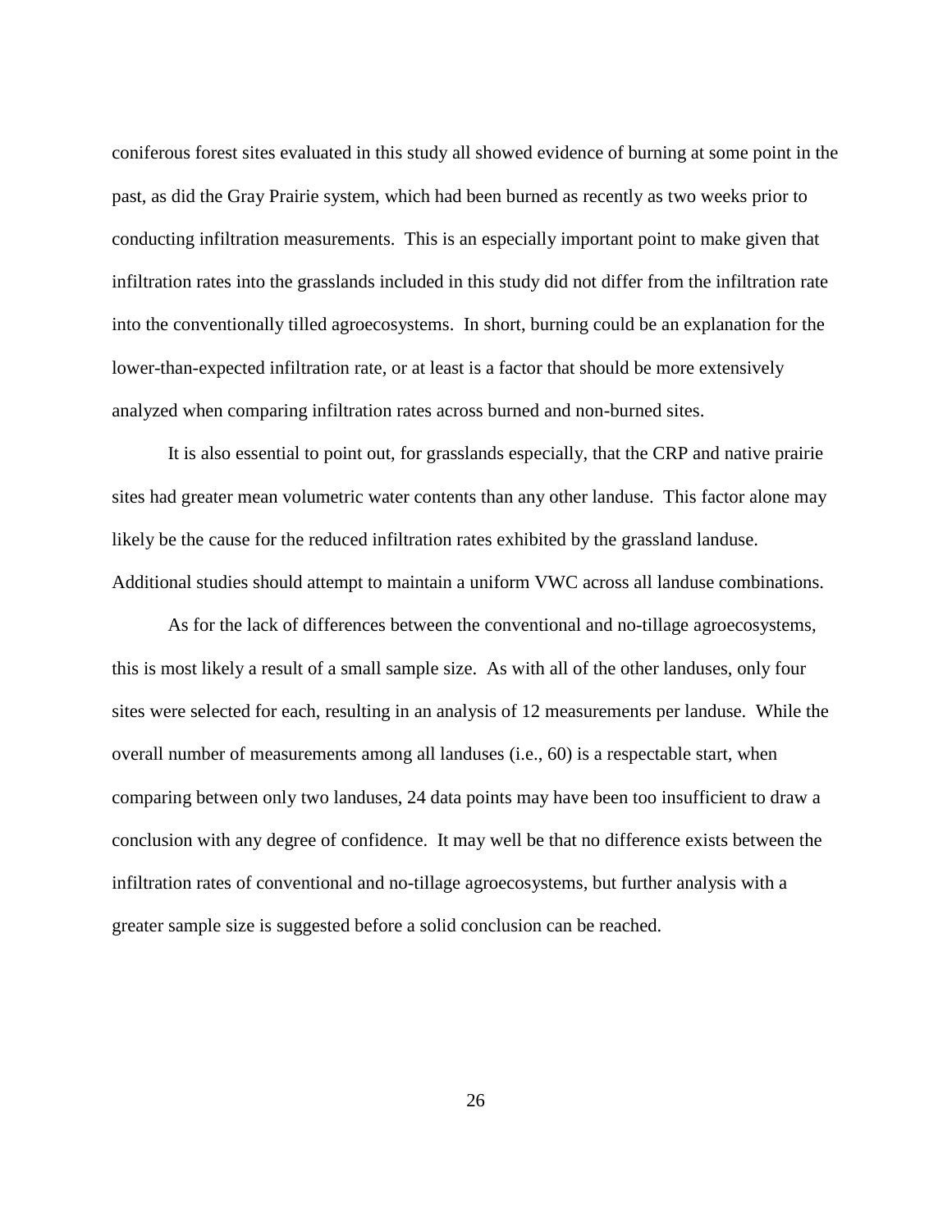coniferous forest sites evaluated in this study all showed evidence of burning at some point in the past, as did the Gray Prairie system, which had been burned as recently as two weeks prior to conducting infiltration measurements. This is an especially important point to make given that infiltration rates into the grasslands included in this study did not differ from the infiltration rate into the conventionally tilled agroecosystems. In short, burning could be an explanation for the lower-than-expected infiltration rate, or at least is a factor that should be more extensively analyzed when comparing infiltration rates across burned and non-burned sites.

It is also essential to point out, for grasslands especially, that the CRP and native prairie sites had greater mean volumetric water contents than any other landuse. This factor alone may likely be the cause for the reduced infiltration rates exhibited by the grassland landuse. Additional studies should attempt to maintain a uniform VWC across all landuse combinations.

As for the lack of differences between the conventional and no-tillage agroecosystems, this is most likely a result of a small sample size. As with all of the other landuses, only four sites were selected for each, resulting in an analysis of 12 measurements per landuse. While the overall number of measurements among all landuses (i.e., 60) is a respectable start, when comparing between only two landuses, 24 data points may have been too insufficient to draw a conclusion with any degree of confidence. It may well be that no difference exists between the infiltration rates of conventional and no-tillage agroecosystems, but further analysis with a greater sample size is suggested before a solid conclusion can be reached.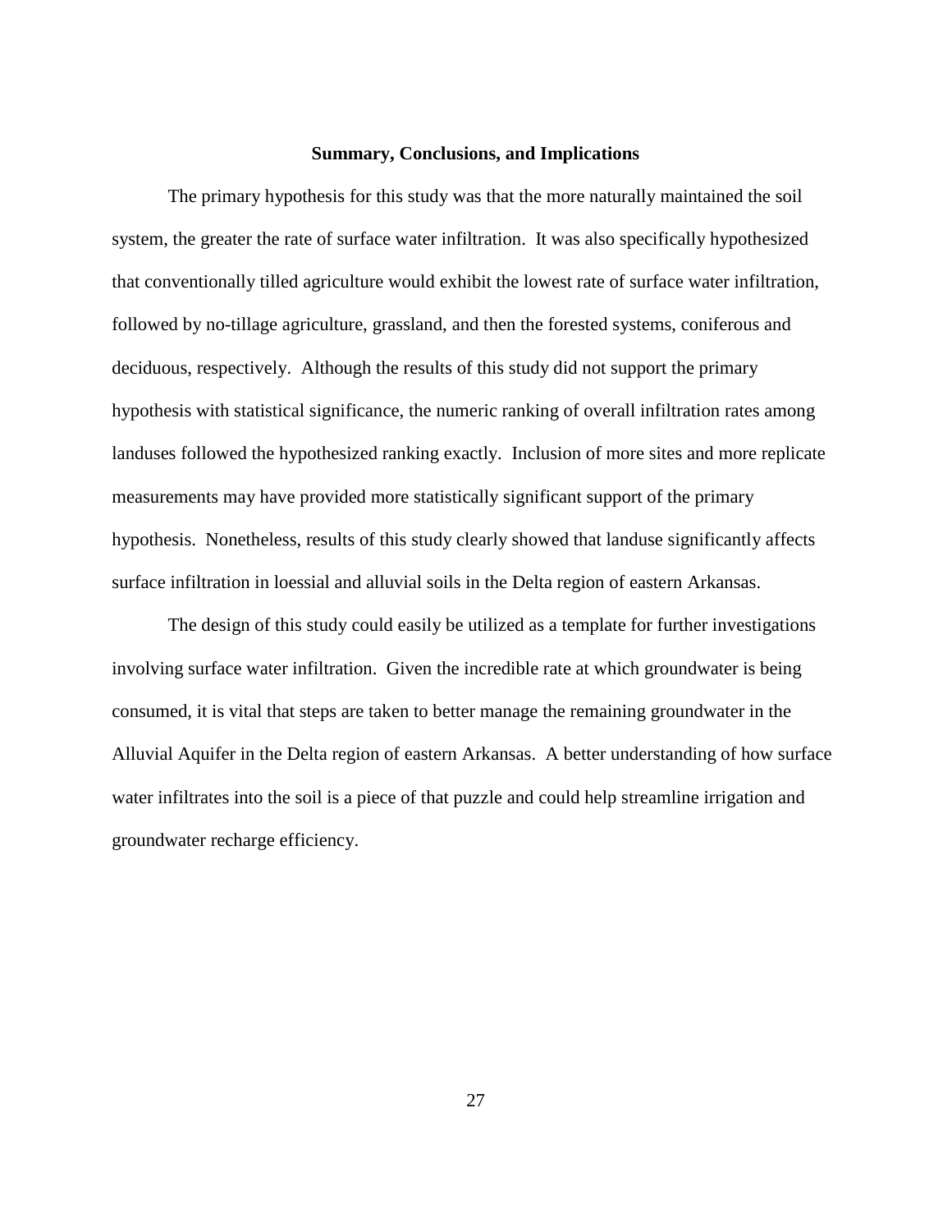## Summary, Conclusions, and Implications

The primary hypothesis for this study was that the more naturally maintained the soil system, the greater the rate of surface water infiltration. It was also specifically hypothesized that conventionally tilled agriculture would exhibit the lowest rate of surface water infiltration, followed by no-tillage agriculture, grassland, and then the forested systems, coniferous and deciduous, respectively. Although the results of this study did not support the primary hypothesis with statistical significance, the numeric ranking of overall infiltration rates among landuses followed the hypothesized ranking exactly. Inclusion of more sites and more replicate measurements may have provided more statistically significant support of the primary hypothesis. Nonetheless, results of this study clearly showed that landuse significantly affects surface infiltration in loessial and alluvial soils in the Delta region of eastern Arkansas.

The design of this study could easily be utilized as a template for further investigations involving surface water infiltration. Given the incredible rate at which groundwater is being consumed, it is vital that steps are taken to better manage the remaining groundwater in the Alluvial Aquifer in the Delta region of eastern Arkansas. A better understanding of how surface water infiltrates into the soil is a piece of that puzzle and could help streamline irrigation and groundwater recharge efficiency.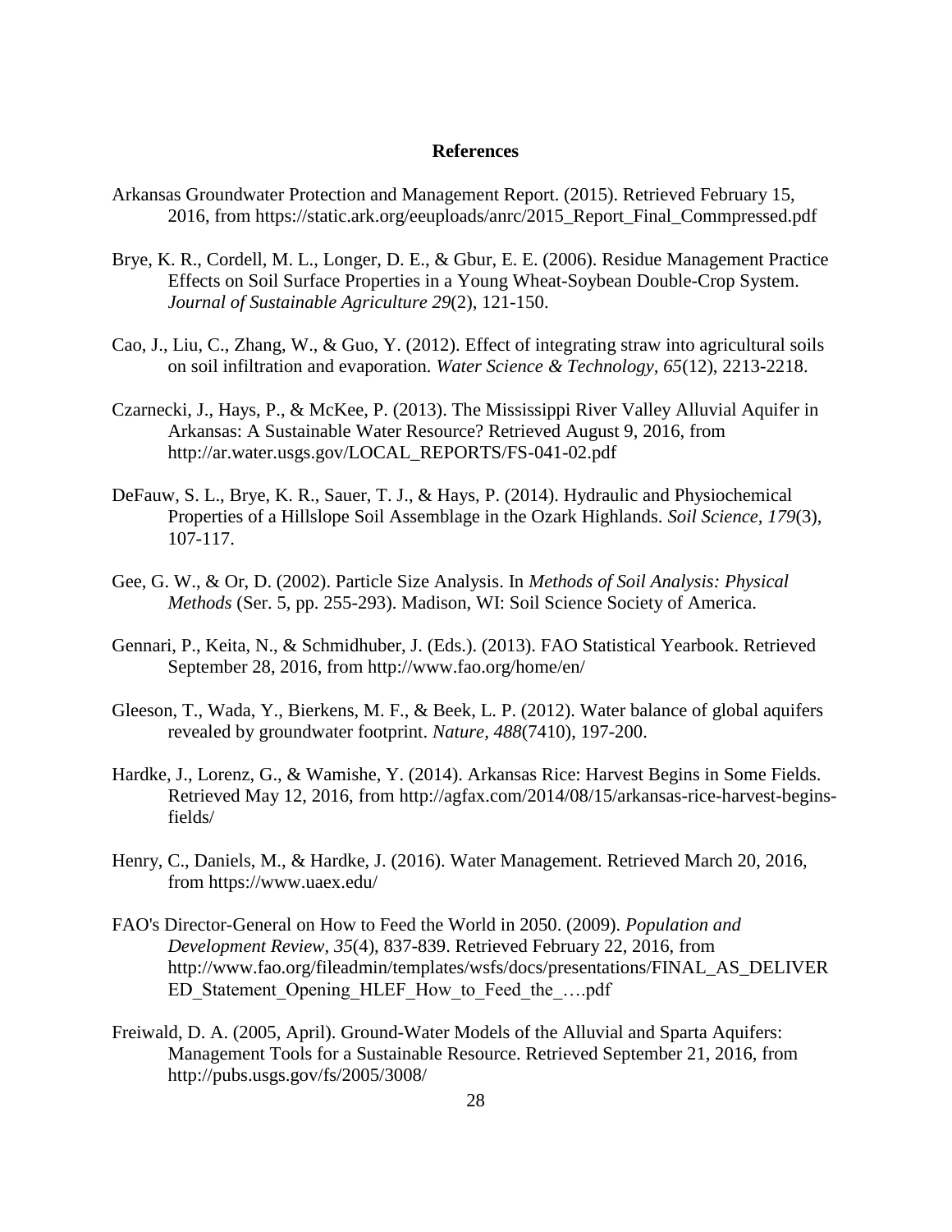# References

Arkansas Groundwater Protection and Management Report. (2015). Retrieved February 15, 2016, from https://static.ark.org/eeuploads/anrc/2015_Report_Final_Commpressed.pdf

Brye, K. R., Cordell, M. L., Longer, D. E., & Gbur, E. E. (2006). Residue Management Practice Effects on Soil Surface Properties in a Young Wheat-Soybean Double-Crop System. *Journal of Sustainable Agriculture 29*(2), 121-150.

Cao, J., Liu, C., Zhang, W., & Guo, Y. (2012). Effect of integrating straw into agricultural soils on soil infiltration and evaporation. *Water Science & Technology, 65*(12), 2213-2218.

Czarnecki, J., Hays, P., & McKee, P. (2013). The Mississippi River Valley Alluvial Aquifer in Arkansas: A Sustainable Water Resource? Retrieved August 9, 2016, from http://ar.water.usgs.gov/LOCAL_REPORTS/FS-041-02.pdf

DeFauw, S. L., Brye, K. R., Sauer, T. J., & Hays, P. (2014). Hydraulic and Physiochemical Properties of a Hillslope Soil Assemblage in the Ozark Highlands. *Soil Science, 179*(3), 107-117.

Gee, G. W., & Or, D. (2002). Particle Size Analysis. In *Methods of Soil Analysis: Physical Methods* (Ser. 5, pp. 255-293). Madison, WI: Soil Science Society of America.

Gennari, P., Keita, N., & Schmidhuber, J. (Eds.). (2013). FAO Statistical Yearbook. Retrieved September 28, 2016, from http://www.fao.org/home/en/

Gleeson, T., Wada, Y., Bierkens, M. F., & Beek, L. P. (2012). Water balance of global aquifers revealed by groundwater footprint. *Nature, 488*(7410), 197-200.

Hardke, J., Lorenz, G., & Wamishe, Y. (2014). Arkansas Rice: Harvest Begins in Some Fields. Retrieved May 12, 2016, from http://agfax.com/2014/08/15/arkansas-rice-harvest-begins-fields/

Henry, C., Daniels, M., & Hardke, J. (2016). Water Management. Retrieved March 20, 2016, from https://www.uaex.edu/

FAO's Director-General on How to Feed the World in 2050. (2009). *Population and Development Review, 35*(4), 837-839. Retrieved February 22, 2016, from http://www.fao.org/fileadmin/templates/wsfs/docs/presentations/FINAL_AS_DELIVERED_Statement_Opening_HLEF_How_to_Feed_the_….pdf

Freiwald, D. A. (2005, April). Ground-Water Models of the Alluvial and Sparta Aquifers: Management Tools for a Sustainable Resource. Retrieved September 21, 2016, from http://pubs.usgs.gov/fs/2005/3008/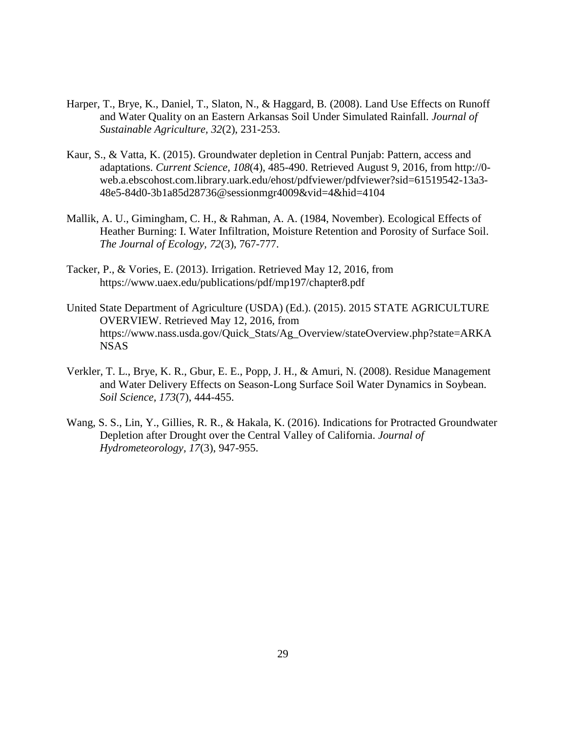Harper, T., Brye, K., Daniel, T., Slaton, N., & Haggard, B. (2008). Land Use Effects on Runoff and Water Quality on an Eastern Arkansas Soil Under Simulated Rainfall. *Journal of Sustainable Agriculture, 32*(2), 231-253.

Kaur, S., & Vatta, K. (2015). Groundwater depletion in Central Punjab: Pattern, access and adaptations. *Current Science, 108*(4), 485-490. Retrieved August 9, 2016, from http://0-web.a.ebscohost.com.library.uark.edu/ehost/pdfviewer/pdfviewer?sid=61519542-13a3-48e5-84d0-3b1a85d28736@sessionmgr4009&vid=4&hid=4104

Mallik, A. U., Gimingham, C. H., & Rahman, A. A. (1984, November). Ecological Effects of Heather Burning: I. Water Infiltration, Moisture Retention and Porosity of Surface Soil. *The Journal of Ecology, 72*(3), 767-777.

Tacker, P., & Vories, E. (2013). Irrigation. Retrieved May 12, 2016, from https://www.uaex.edu/publications/pdf/mp197/chapter8.pdf

United State Department of Agriculture (USDA) (Ed.). (2015). 2015 STATE AGRICULTURE OVERVIEW. Retrieved May 12, 2016, from https://www.nass.usda.gov/Quick_Stats/Ag_Overview/stateOverview.php?state=ARKANSAS

Verkler, T. L., Brye, K. R., Gbur, E. E., Popp, J. H., & Amuri, N. (2008). Residue Management and Water Delivery Effects on Season-Long Surface Soil Water Dynamics in Soybean. *Soil Science, 173*(7), 444-455.

Wang, S. S., Lin, Y., Gillies, R. R., & Hakala, K. (2016). Indications for Protracted Groundwater Depletion after Drought over the Central Valley of California. *Journal of Hydrometeorology, 17*(3), 947-955.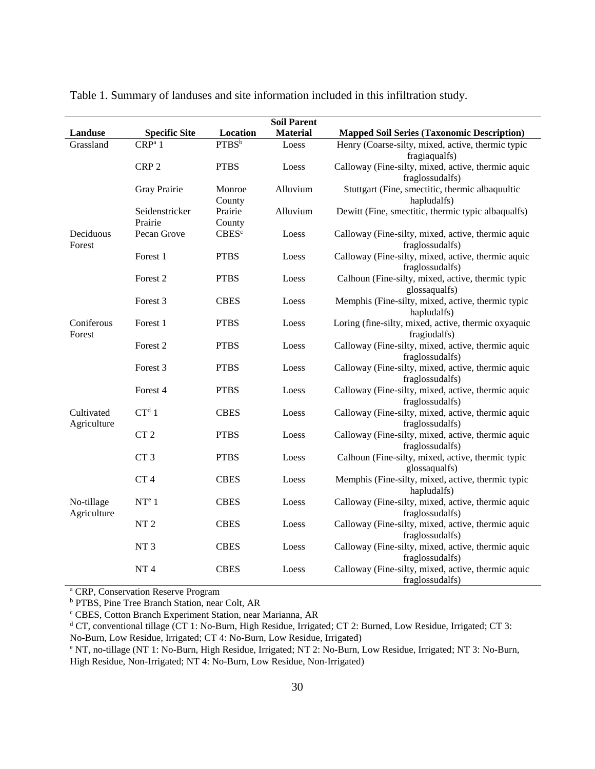Table 1. Summary of landuses and site information included in this infiltration study.

| Landuse | Specific Site | Location | Soil Parent Material | Mapped Soil Series (Taxonomic Description) |
|---|---|---|---|---|
| Grassland | CRP[a] 1 | PTBS[b] | Loess | Henry (Coarse-silty, mixed, active, thermic typic fragiaqualfs) |
| | CRP 2 | PTBS | Loess | Calloway (Fine-silty, mixed, active, thermic aquic fraglossudalfs) |
| | Gray Prairie | Monroe County | Alluvium | Stuttgart (Fine, smectitic, thermic albaquultic hapludalfs) |
| | Seidenstricker Prairie | Prairie County | Alluvium | Dewitt (Fine, smectitic, thermic typic albaqualfs) |
| Deciduous Forest | Pecan Grove | CBES[c] | Loess | Calloway (Fine-silty, mixed, active, thermic aquic fraglossudalfs) |
| | Forest 1 | PTBS | Loess | Calloway (Fine-silty, mixed, active, thermic aquic fraglossudalfs) |
| | Forest 2 | PTBS | Loess | Calhoun (Fine-silty, mixed, active, thermic typic glossaqualfs) |
| | Forest 3 | CBES | Loess | Memphis (Fine-silty, mixed, active, thermic typic hapludalfs) |
| Coniferous Forest | Forest 1 | PTBS | Loess | Loring (fine-silty, mixed, active, thermic oxyaquic fragiudalfs) |
| | Forest 2 | PTBS | Loess | Calloway (Fine-silty, mixed, active, thermic aquic fraglossudalfs) |
| | Forest 3 | PTBS | Loess | Calloway (Fine-silty, mixed, active, thermic aquic fraglossudalfs) |
| | Forest 4 | PTBS | Loess | Calloway (Fine-silty, mixed, active, thermic aquic fraglossudalfs) |
| Cultivated Agriculture | CT[d] 1 | CBES | Loess | Calloway (Fine-silty, mixed, active, thermic aquic fraglossudalfs) |
| | CT 2 | PTBS | Loess | Calloway (Fine-silty, mixed, active, thermic aquic fraglossudalfs) |
| | CT 3 | PTBS | Loess | Calhoun (Fine-silty, mixed, active, thermic typic glossaqualfs) |
| | CT 4 | CBES | Loess | Memphis (Fine-silty, mixed, active, thermic typic hapludalfs) |
| No-tillage Agriculture | NT[e] 1 | CBES | Loess | Calloway (Fine-silty, mixed, active, thermic aquic fraglossudalfs) |
| | NT 2 | CBES | Loess | Calloway (Fine-silty, mixed, active, thermic aquic fraglossudalfs) |
| | NT 3 | CBES | Loess | Calloway (Fine-silty, mixed, active, thermic aquic fraglossudalfs) |
| | NT 4 | CBES | Loess | Calloway (Fine-silty, mixed, active, thermic aquic fraglossudalfs) |

[a] CRP, Conservation Reserve Program

[b] PTBS, Pine Tree Branch Station, near Colt, AR

[c] CBES, Cotton Branch Experiment Station, near Marianna, AR

[d] CT, conventional tillage (CT 1: No-Burn, High Residue, Irrigated; CT 2: Burned, Low Residue, Irrigated; CT 3: No-Burn, Low Residue, Irrigated; CT 4: No-Burn, Low Residue, Irrigated)

[e] NT, no-tillage (NT 1: No-Burn, High Residue, Irrigated; NT 2: No-Burn, Low Residue, Irrigated; NT 3: No-Burn, High Residue, Non-Irrigated; NT 4: No-Burn, Low Residue, Non-Irrigated)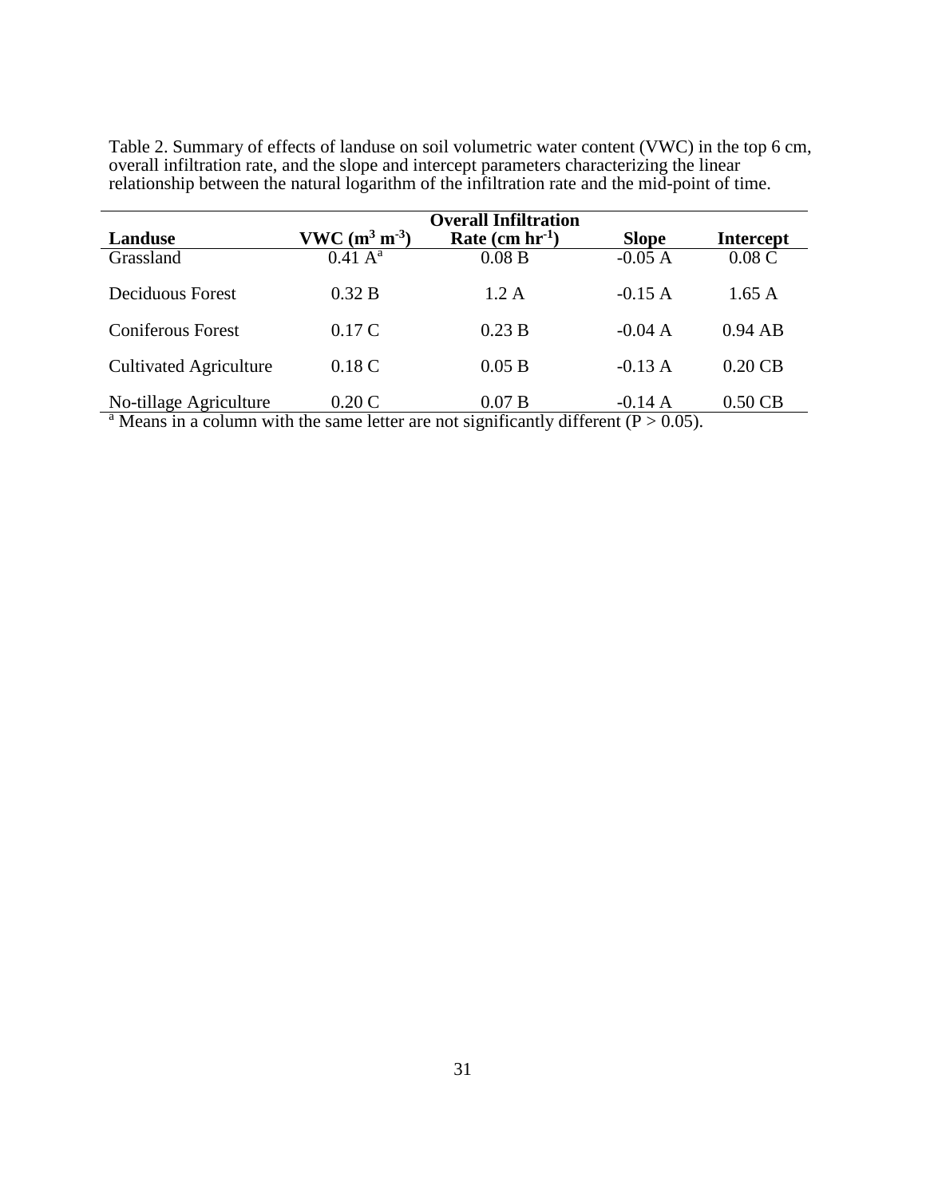Table 2. Summary of effects of landuse on soil volumetric water content (VWC) in the top 6 cm, overall infiltration rate, and the slope and intercept parameters characterizing the linear relationship between the natural logarithm of the infiltration rate and the mid-point of time.

| Landuse | VWC ($m^3$ $m^{-3}$) | Overall Infiltration Rate (cm $hr^{-1}$) | Slope | Intercept |
|---|---|---|---|---|
| Grassland | 0.41 A[a] | 0.08 B | -0.05 A | 0.08 C |
| Deciduous Forest | 0.32 B | 1.2 A | -0.15 A | 1.65 A |
| Coniferous Forest | 0.17 C | 0.23 B | -0.04 A | 0.94 AB |
| Cultivated Agriculture | 0.18 C | 0.05 B | -0.13 A | 0.20 CB |
| No-tillage Agriculture | 0.20 C | 0.07 B | -0.14 A | 0.50 CB |

[a] Means in a column with the same letter are not significantly different ($P > 0.05$).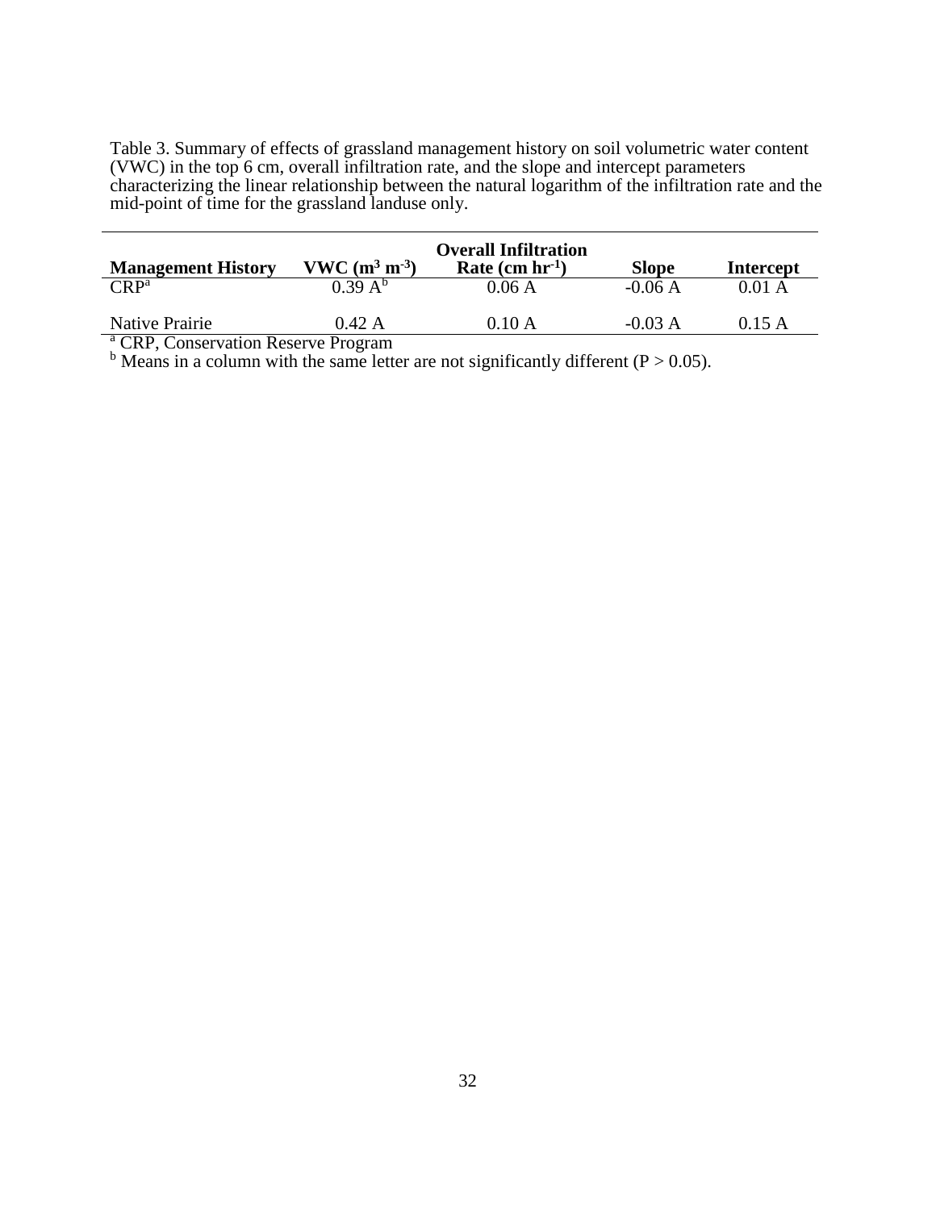Table 3. Summary of effects of grassland management history on soil volumetric water content (VWC) in the top 6 cm, overall infiltration rate, and the slope and intercept parameters characterizing the linear relationship between the natural logarithm of the infiltration rate and the mid-point of time for the grassland landuse only.

| **Management History** | **VWC ($m^3\ m^{-3}$)** | **Overall Infiltration Rate ($cm\ hr^{-1}$)** | **Slope** | **Intercept** |
|---|---|---|---|---|
| CRP[a] | 0.39 A[b] | 0.06 A | -0.06 A | 0.01 A |
| Native Prairie | 0.42 A | 0.10 A | -0.03 A | 0.15 A |

[a] CRP, Conservation Reserve Program

[b] Means in a column with the same letter are not significantly different ($P > 0.05$).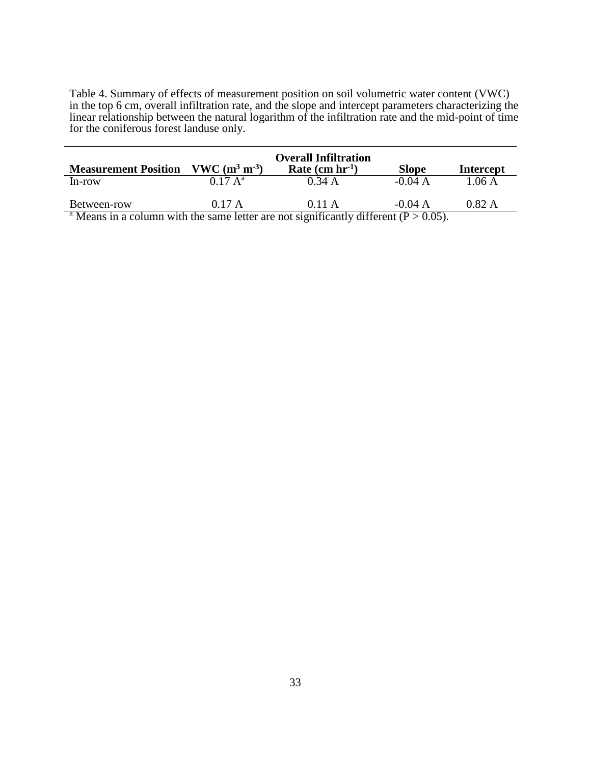Table 4. Summary of effects of measurement position on soil volumetric water content (VWC) in the top 6 cm, overall infiltration rate, and the slope and intercept parameters characterizing the linear relationship between the natural logarithm of the infiltration rate and the mid-point of time for the coniferous forest landuse only.

| **Measurement Position** | **VWC ($m^3$ $m^{-3}$)** | **Overall Infiltration Rate (cm $hr^{-1}$)** | **Slope** | **Intercept** |
|---|---|---|---|---|
| In-row | 0.17 A[a] | 0.34 A | -0.04 A | 1.06 A |
| Between-row | 0.17 A | 0.11 A | -0.04 A | 0.82 A |

[a] Means in a column with the same letter are not significantly different ($P > 0.05$).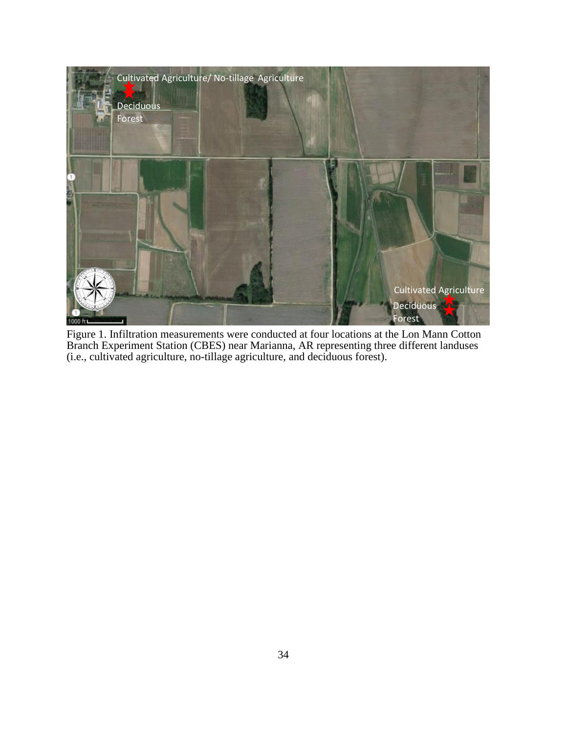Figure 1. Infiltration measurements were conducted at four locations at the Lon Mann Cotton Branch Experiment Station (CBES) near Marianna, AR representing three different landuses (i.e., cultivated agriculture, no-tillage agriculture, and deciduous forest).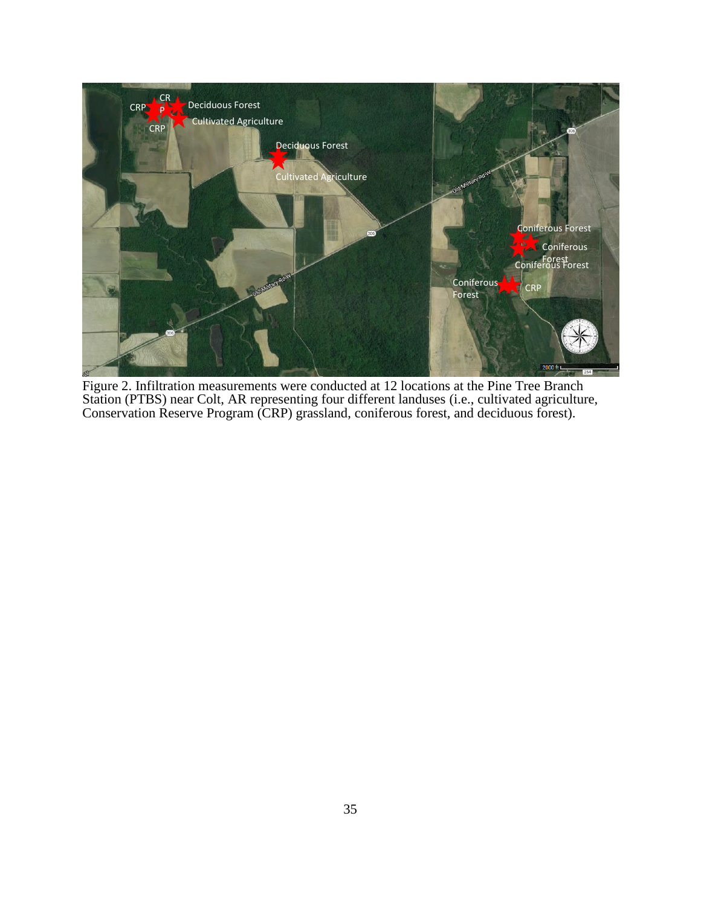Figure 2. Infiltration measurements were conducted at 12 locations at the Pine Tree Branch Station (PTBS) near Colt, AR representing four different landuses (i.e., cultivated agriculture, Conservation Reserve Program (CRP) grassland, coniferous forest, and deciduous forest).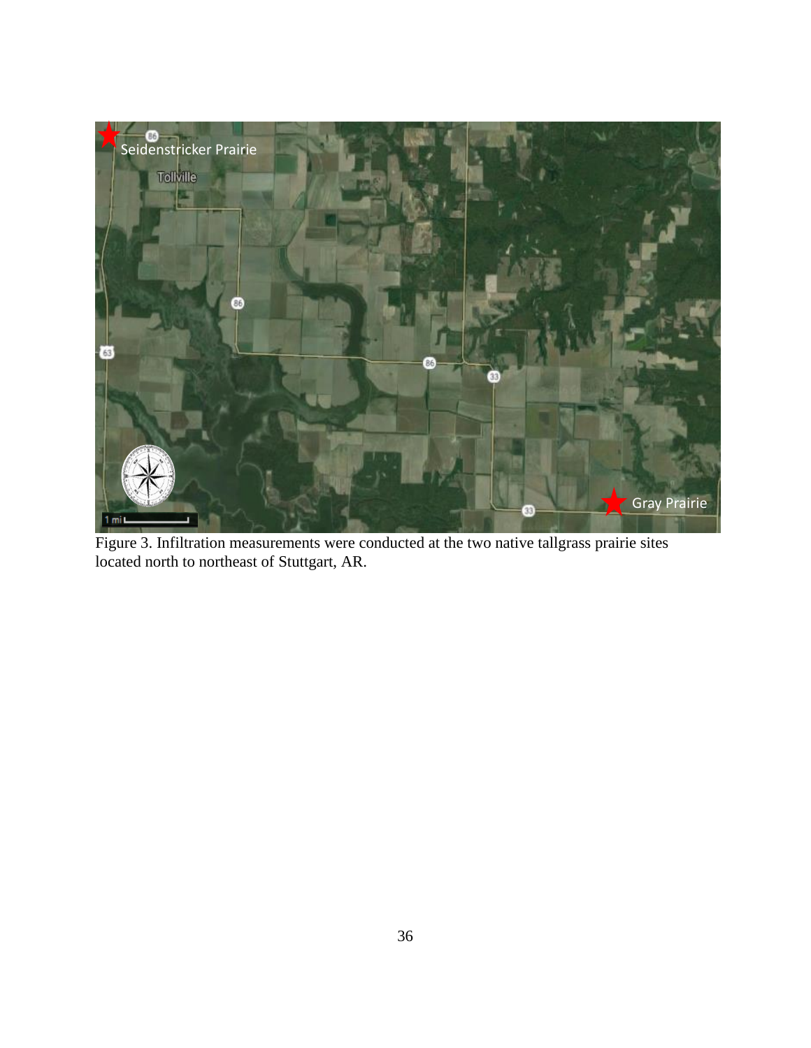Seidenstricker Prairie

Tollville

86

63

33

Gray Prairie

1 mi

Figure 3. Infiltration measurements were conducted at the two native tallgrass prairie sites located north to northeast of Stuttgart, AR.